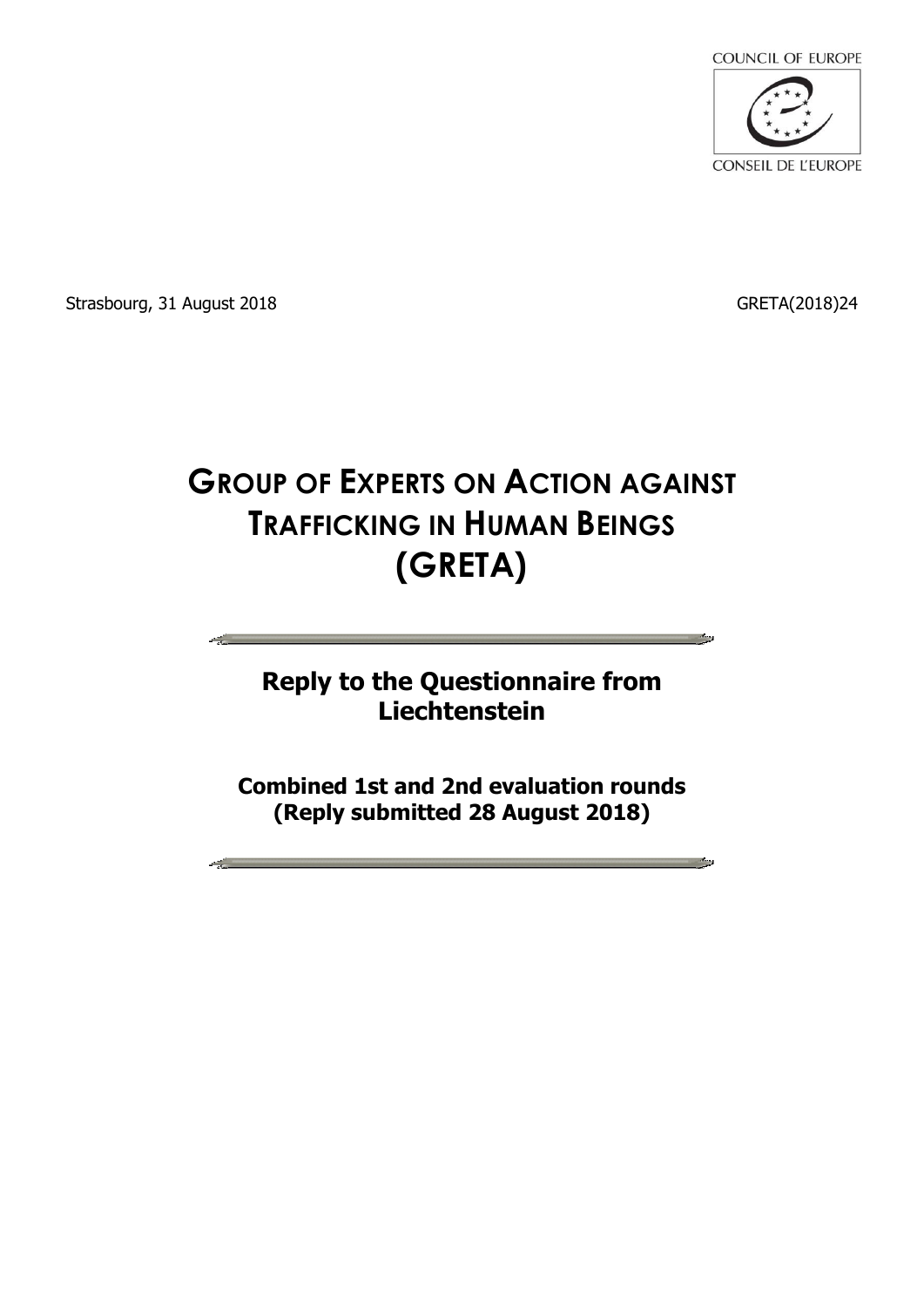COUNCIL OF EUROPE

CONSEIL DE L'EUROPE

Strasbourg, 31 August 2018 GRETA(2018)24

# GROUP OF EXPERTS ON ACTION AGAINST TRAFFICKING IN HUMAN BEINGS (GRETA)

## Reply to the Questionnaire from Liechtenstein

### Combined 1st and 2nd evaluation rounds (Reply submitted 28 August 2018)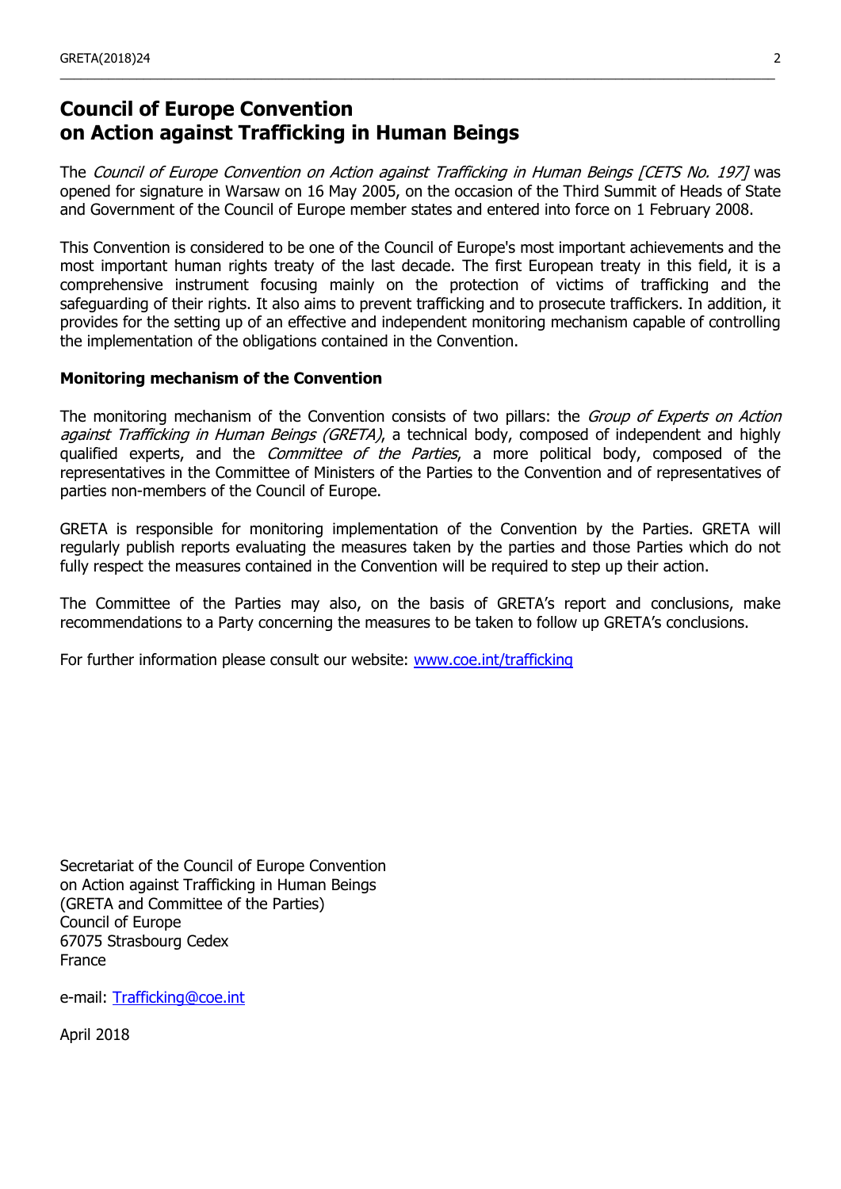# Council of Europe Convention on Action against Trafficking in Human Beings

The *Council of Europe Convention on Action against Trafficking in Human Beings [CETS No. 197]* was opened for signature in Warsaw on 16 May 2005, on the occasion of the Third Summit of Heads of State and Government of the Council of Europe member states and entered into force on 1 February 2008.

This Convention is considered to be one of the Council of Europe's most important achievements and the most important human rights treaty of the last decade. The first European treaty in this field, it is a comprehensive instrument focusing mainly on the protection of victims of trafficking and the safeguarding of their rights. It also aims to prevent trafficking and to prosecute traffickers. In addition, it provides for the setting up of an effective and independent monitoring mechanism capable of controlling the implementation of the obligations contained in the Convention.

**Monitoring mechanism of the Convention**

The monitoring mechanism of the Convention consists of two pillars: the *Group of Experts on Action against Trafficking in Human Beings (GRETA)*, a technical body, composed of independent and highly qualified experts, and the *Committee of the Parties*, a more political body, composed of the representatives in the Committee of Ministers of the Parties to the Convention and of representatives of parties non-members of the Council of Europe.

GRETA is responsible for monitoring implementation of the Convention by the Parties. GRETA will regularly publish reports evaluating the measures taken by the parties and those Parties which do not fully respect the measures contained in the Convention will be required to step up their action.

The Committee of the Parties may also, on the basis of GRETA's report and conclusions, make recommendations to a Party concerning the measures to be taken to follow up GRETA's conclusions.

For further information please consult our website: www.coe.int/trafficking

Secretariat of the Council of Europe Convention
on Action against Trafficking in Human Beings
(GRETA and Committee of the Parties)
Council of Europe
67075 Strasbourg Cedex
France

e-mail: Trafficking@coe.int

April 2018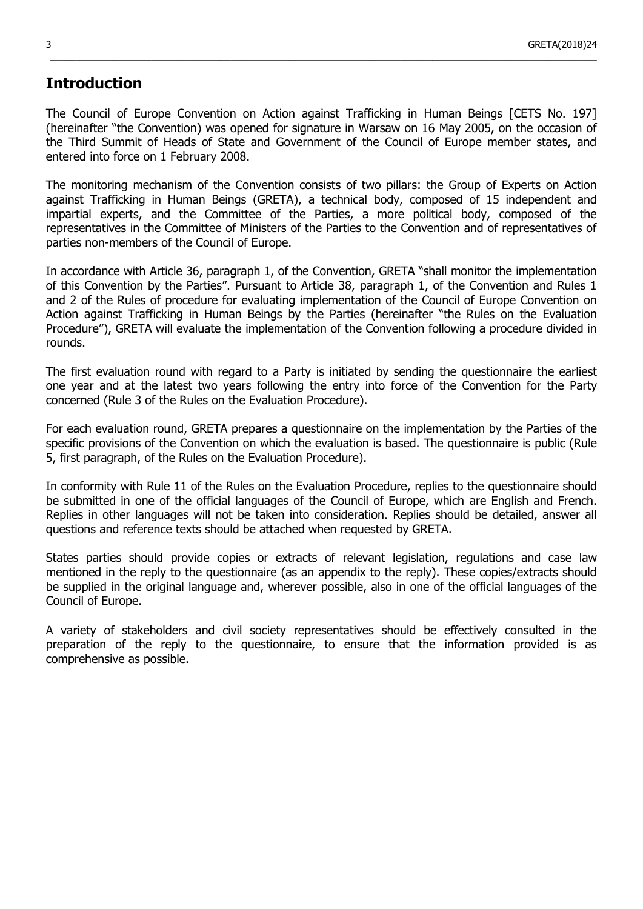# Introduction

The Council of Europe Convention on Action against Trafficking in Human Beings [CETS No. 197] (hereinafter "the Convention) was opened for signature in Warsaw on 16 May 2005, on the occasion of the Third Summit of Heads of State and Government of the Council of Europe member states, and entered into force on 1 February 2008.

The monitoring mechanism of the Convention consists of two pillars: the Group of Experts on Action against Trafficking in Human Beings (GRETA), a technical body, composed of 15 independent and impartial experts, and the Committee of the Parties, a more political body, composed of the representatives in the Committee of Ministers of the Parties to the Convention and of representatives of parties non-members of the Council of Europe.

In accordance with Article 36, paragraph 1, of the Convention, GRETA "shall monitor the implementation of this Convention by the Parties". Pursuant to Article 38, paragraph 1, of the Convention and Rules 1 and 2 of the Rules of procedure for evaluating implementation of the Council of Europe Convention on Action against Trafficking in Human Beings by the Parties (hereinafter "the Rules on the Evaluation Procedure"), GRETA will evaluate the implementation of the Convention following a procedure divided in rounds.

The first evaluation round with regard to a Party is initiated by sending the questionnaire the earliest one year and at the latest two years following the entry into force of the Convention for the Party concerned (Rule 3 of the Rules on the Evaluation Procedure).

For each evaluation round, GRETA prepares a questionnaire on the implementation by the Parties of the specific provisions of the Convention on which the evaluation is based. The questionnaire is public (Rule 5, first paragraph, of the Rules on the Evaluation Procedure).

In conformity with Rule 11 of the Rules on the Evaluation Procedure, replies to the questionnaire should be submitted in one of the official languages of the Council of Europe, which are English and French. Replies in other languages will not be taken into consideration. Replies should be detailed, answer all questions and reference texts should be attached when requested by GRETA.

States parties should provide copies or extracts of relevant legislation, regulations and case law mentioned in the reply to the questionnaire (as an appendix to the reply). These copies/extracts should be supplied in the original language and, wherever possible, also in one of the official languages of the Council of Europe.

A variety of stakeholders and civil society representatives should be effectively consulted in the preparation of the reply to the questionnaire, to ensure that the information provided is as comprehensive as possible.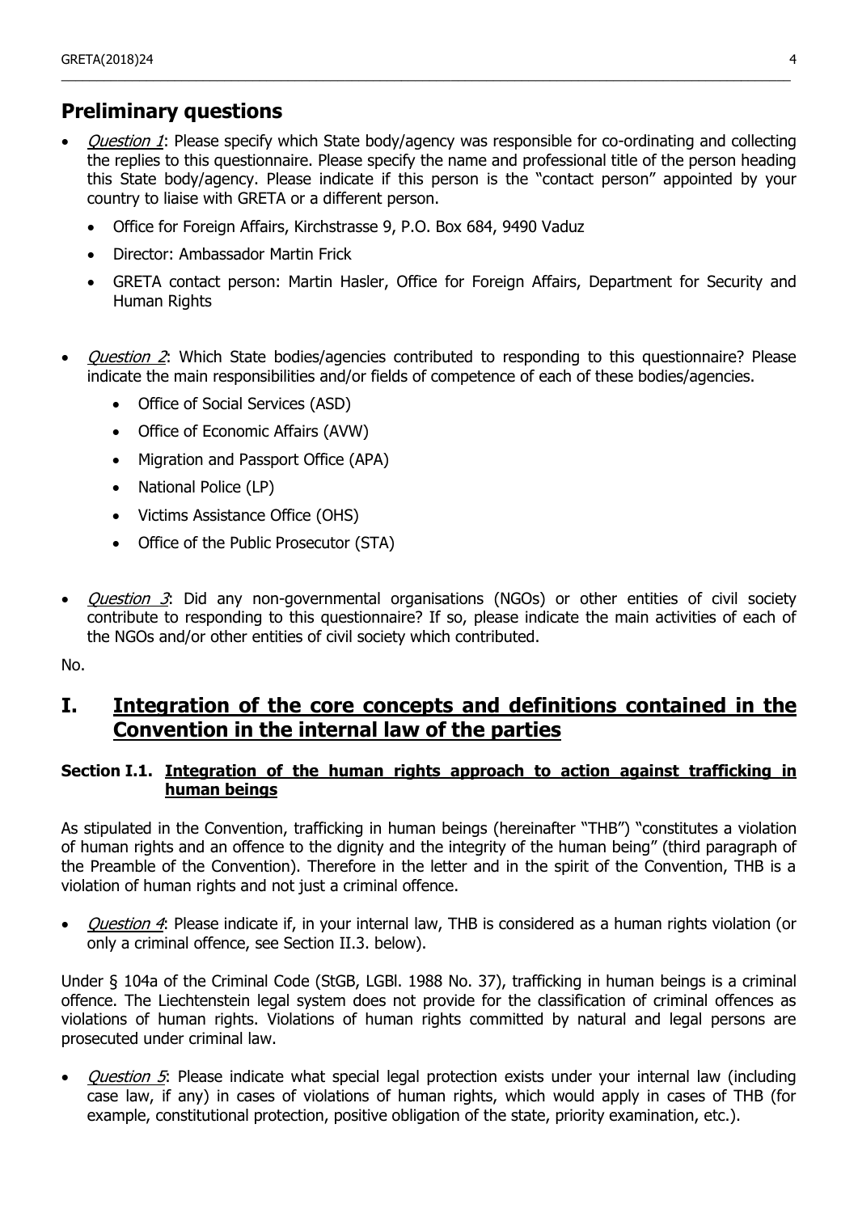## Preliminary questions

- *Question 1*: Please specify which State body/agency was responsible for co-ordinating and collecting the replies to this questionnaire. Please specify the name and professional title of the person heading this State body/agency. Please indicate if this person is the "contact person" appointed by your country to liaise with GRETA or a different person.
  - Office for Foreign Affairs, Kirchstrasse 9, P.O. Box 684, 9490 Vaduz
  - Director: Ambassador Martin Frick
  - GRETA contact person: Martin Hasler, Office for Foreign Affairs, Department for Security and Human Rights

- *Question 2*: Which State bodies/agencies contributed to responding to this questionnaire? Please indicate the main responsibilities and/or fields of competence of each of these bodies/agencies.
  - Office of Social Services (ASD)
  - Office of Economic Affairs (AVW)
  - Migration and Passport Office (APA)
  - National Police (LP)
  - Victims Assistance Office (OHS)
  - Office of the Public Prosecutor (STA)

- *Question 3*: Did any non-governmental organisations (NGOs) or other entities of civil society contribute to responding to this questionnaire? If so, please indicate the main activities of each of the NGOs and/or other entities of civil society which contributed.

No.

# I. Integration of the core concepts and definitions contained in the Convention in the internal law of the parties

### Section I.1. Integration of the human rights approach to action against trafficking in human beings

As stipulated in the Convention, trafficking in human beings (hereinafter "THB") "constitutes a violation of human rights and an offence to the dignity and the integrity of the human being" (third paragraph of the Preamble of the Convention). Therefore in the letter and in the spirit of the Convention, THB is a violation of human rights and not just a criminal offence.

- *Question 4*: Please indicate if, in your internal law, THB is considered as a human rights violation (or only a criminal offence, see Section II.3. below).

Under § 104a of the Criminal Code (StGB, LGBl. 1988 No. 37), trafficking in human beings is a criminal offence. The Liechtenstein legal system does not provide for the classification of criminal offences as violations of human rights. Violations of human rights committed by natural and legal persons are prosecuted under criminal law.

- *Question 5*: Please indicate what special legal protection exists under your internal law (including case law, if any) in cases of violations of human rights, which would apply in cases of THB (for example, constitutional protection, positive obligation of the state, priority examination, etc.).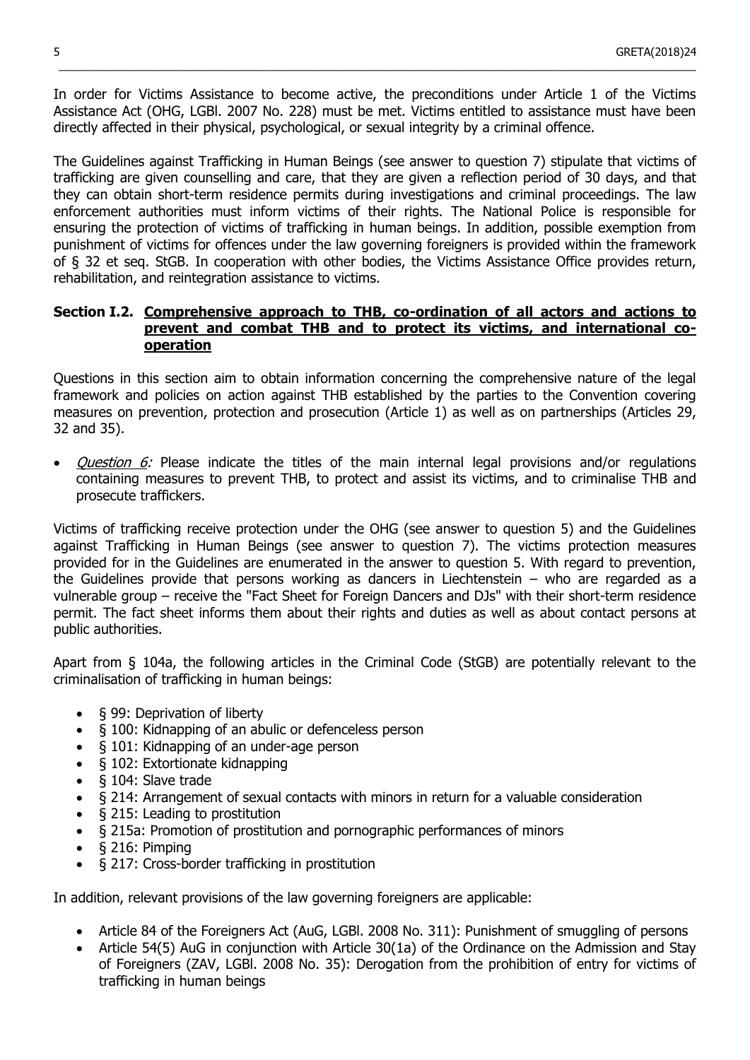In order for Victims Assistance to become active, the preconditions under Article 1 of the Victims Assistance Act (OHG, LGBl. 2007 No. 228) must be met. Victims entitled to assistance must have been directly affected in their physical, psychological, or sexual integrity by a criminal offence.

The Guidelines against Trafficking in Human Beings (see answer to question 7) stipulate that victims of trafficking are given counselling and care, that they are given a reflection period of 30 days, and that they can obtain short-term residence permits during investigations and criminal proceedings. The law enforcement authorities must inform victims of their rights. The National Police is responsible for ensuring the protection of victims of trafficking in human beings. In addition, possible exemption from punishment of victims for offences under the law governing foreigners is provided within the framework of § 32 et seq. StGB. In cooperation with other bodies, the Victims Assistance Office provides return, rehabilitation, and reintegration assistance to victims.

### Section I.2. <u>Comprehensive approach to THB, co-ordination of all actors and actions to prevent and combat THB and to protect its victims, and international co-operation</u>

Questions in this section aim to obtain information concerning the comprehensive nature of the legal framework and policies on action against THB established by the parties to the Convention covering measures on prevention, protection and prosecution (Article 1) as well as on partnerships (Articles 29, 32 and 35).

- *Question 6:* Please indicate the titles of the main internal legal provisions and/or regulations containing measures to prevent THB, to protect and assist its victims, and to criminalise THB and prosecute traffickers.

Victims of trafficking receive protection under the OHG (see answer to question 5) and the Guidelines against Trafficking in Human Beings (see answer to question 7). The victims protection measures provided for in the Guidelines are enumerated in the answer to question 5. With regard to prevention, the Guidelines provide that persons working as dancers in Liechtenstein – who are regarded as a vulnerable group – receive the "Fact Sheet for Foreign Dancers and DJs" with their short-term residence permit. The fact sheet informs them about their rights and duties as well as about contact persons at public authorities.

Apart from § 104a, the following articles in the Criminal Code (StGB) are potentially relevant to the criminalisation of trafficking in human beings:

- § 99: Deprivation of liberty
- § 100: Kidnapping of an abulic or defenceless person
- § 101: Kidnapping of an under-age person
- § 102: Extortionate kidnapping
- § 104: Slave trade
- § 214: Arrangement of sexual contacts with minors in return for a valuable consideration
- § 215: Leading to prostitution
- § 215a: Promotion of prostitution and pornographic performances of minors
- § 216: Pimping
- § 217: Cross-border trafficking in prostitution

In addition, relevant provisions of the law governing foreigners are applicable:

- Article 84 of the Foreigners Act (AuG, LGBl. 2008 No. 311): Punishment of smuggling of persons
- Article 54(5) AuG in conjunction with Article 30(1a) of the Ordinance on the Admission and Stay of Foreigners (ZAV, LGBl. 2008 No. 35): Derogation from the prohibition of entry for victims of trafficking in human beings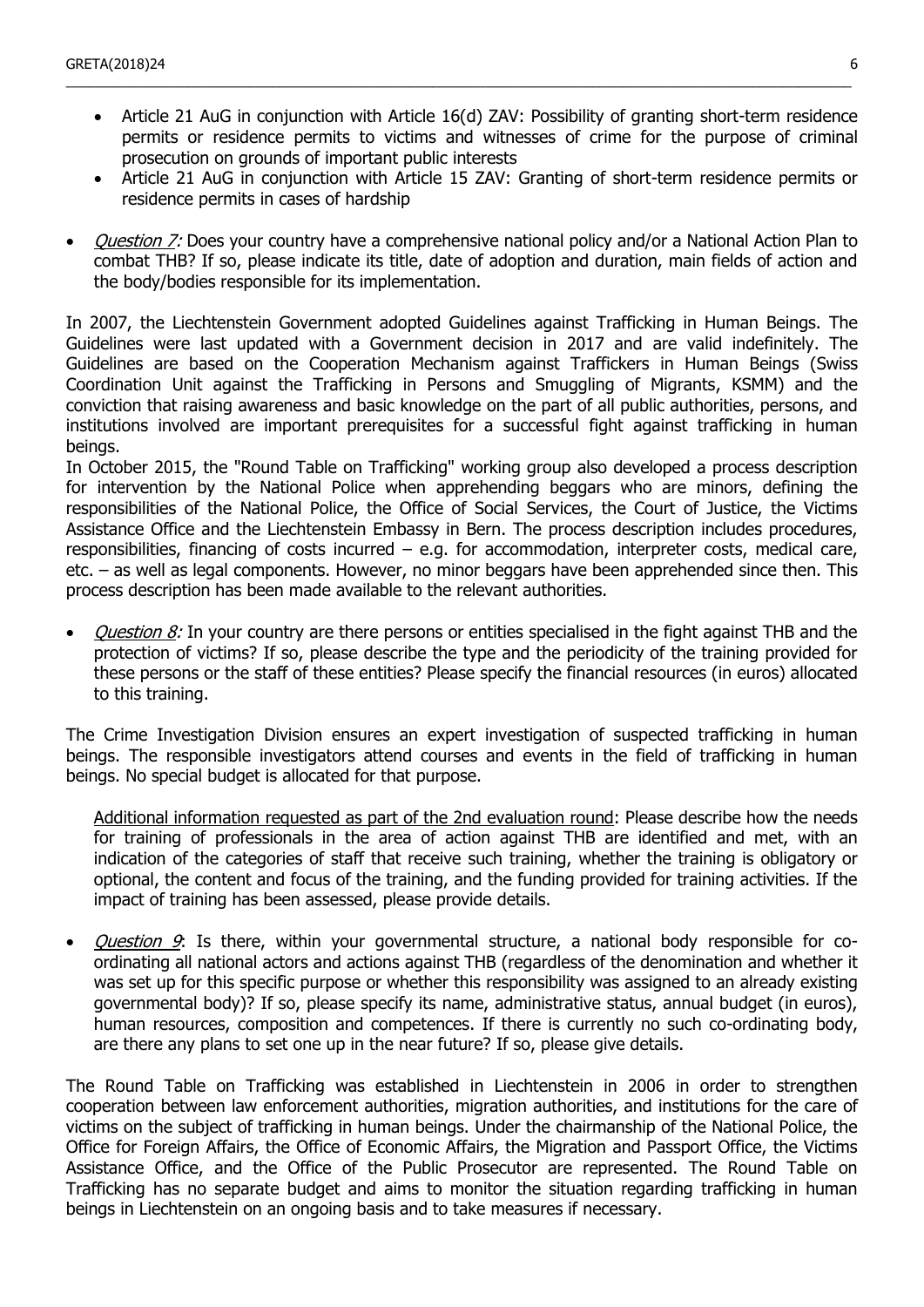- Article 21 AuG in conjunction with Article 16(d) ZAV: Possibility of granting short-term residence permits or residence permits to victims and witnesses of crime for the purpose of criminal prosecution on grounds of important public interests
- Article 21 AuG in conjunction with Article 15 ZAV: Granting of short-term residence permits or residence permits in cases of hardship

- *Question 7:* Does your country have a comprehensive national policy and/or a National Action Plan to combat THB? If so, please indicate its title, date of adoption and duration, main fields of action and the body/bodies responsible for its implementation.

In 2007, the Liechtenstein Government adopted Guidelines against Trafficking in Human Beings. The Guidelines were last updated with a Government decision in 2017 and are valid indefinitely. The Guidelines are based on the Cooperation Mechanism against Traffickers in Human Beings (Swiss Coordination Unit against the Trafficking in Persons and Smuggling of Migrants, KSMM) and the conviction that raising awareness and basic knowledge on the part of all public authorities, persons, and institutions involved are important prerequisites for a successful fight against trafficking in human beings.
In October 2015, the "Round Table on Trafficking" working group also developed a process description for intervention by the National Police when apprehending beggars who are minors, defining the responsibilities of the National Police, the Office of Social Services, the Court of Justice, the Victims Assistance Office and the Liechtenstein Embassy in Bern. The process description includes procedures, responsibilities, financing of costs incurred – e.g. for accommodation, interpreter costs, medical care, etc. – as well as legal components. However, no minor beggars have been apprehended since then. This process description has been made available to the relevant authorities.

- *Question 8:* In your country are there persons or entities specialised in the fight against THB and the protection of victims? If so, please describe the type and the periodicity of the training provided for these persons or the staff of these entities? Please specify the financial resources (in euros) allocated to this training.

The Crime Investigation Division ensures an expert investigation of suspected trafficking in human beings. The responsible investigators attend courses and events in the field of trafficking in human beings. No special budget is allocated for that purpose.

> Additional information requested as part of the 2nd evaluation round: Please describe how the needs for training of professionals in the area of action against THB are identified and met, with an indication of the categories of staff that receive such training, whether the training is obligatory or optional, the content and focus of the training, and the funding provided for training activities. If the impact of training has been assessed, please provide details.

- *Question 9*: Is there, within your governmental structure, a national body responsible for co-ordinating all national actors and actions against THB (regardless of the denomination and whether it was set up for this specific purpose or whether this responsibility was assigned to an already existing governmental body)? If so, please specify its name, administrative status, annual budget (in euros), human resources, composition and competences. If there is currently no such co-ordinating body, are there any plans to set one up in the near future? If so, please give details.

The Round Table on Trafficking was established in Liechtenstein in 2006 in order to strengthen cooperation between law enforcement authorities, migration authorities, and institutions for the care of victims on the subject of trafficking in human beings. Under the chairmanship of the National Police, the Office for Foreign Affairs, the Office of Economic Affairs, the Migration and Passport Office, the Victims Assistance Office, and the Office of the Public Prosecutor are represented. The Round Table on Trafficking has no separate budget and aims to monitor the situation regarding trafficking in human beings in Liechtenstein on an ongoing basis and to take measures if necessary.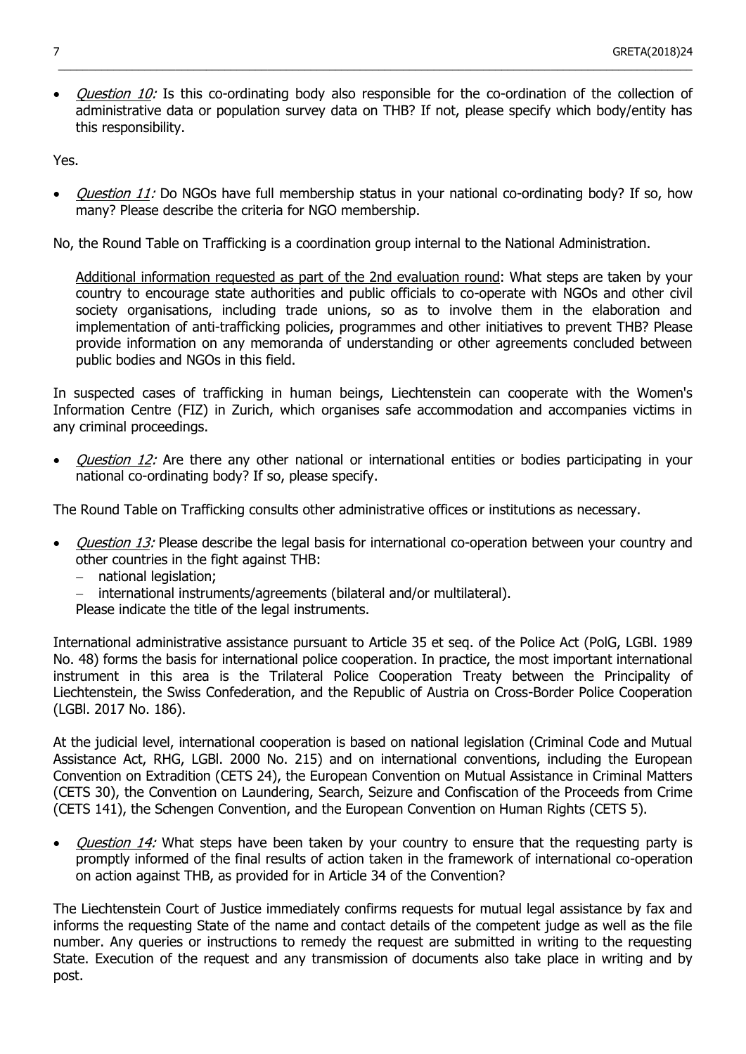- *Question 10:* Is this co-ordinating body also responsible for the co-ordination of the collection of administrative data or population survey data on THB? If not, please specify which body/entity has this responsibility.

Yes.

- *Question 11:* Do NGOs have full membership status in your national co-ordinating body? If so, how many? Please describe the criteria for NGO membership.

No, the Round Table on Trafficking is a coordination group internal to the National Administration.

> Additional information requested as part of the 2nd evaluation round: What steps are taken by your country to encourage state authorities and public officials to co-operate with NGOs and other civil society organisations, including trade unions, so as to involve them in the elaboration and implementation of anti-trafficking policies, programmes and other initiatives to prevent THB? Please provide information on any memoranda of understanding or other agreements concluded between public bodies and NGOs in this field.

In suspected cases of trafficking in human beings, Liechtenstein can cooperate with the Women's Information Centre (FIZ) in Zurich, which organises safe accommodation and accompanies victims in any criminal proceedings.

- *Question 12:* Are there any other national or international entities or bodies participating in your national co-ordinating body? If so, please specify.

The Round Table on Trafficking consults other administrative offices or institutions as necessary.

- *Question 13:* Please describe the legal basis for international co-operation between your country and other countries in the fight against THB:
  - national legislation;
  - international instruments/agreements (bilateral and/or multilateral).

  Please indicate the title of the legal instruments.

International administrative assistance pursuant to Article 35 et seq. of the Police Act (PolG, LGBl. 1989 No. 48) forms the basis for international police cooperation. In practice, the most important international instrument in this area is the Trilateral Police Cooperation Treaty between the Principality of Liechtenstein, the Swiss Confederation, and the Republic of Austria on Cross-Border Police Cooperation (LGBl. 2017 No. 186).

At the judicial level, international cooperation is based on national legislation (Criminal Code and Mutual Assistance Act, RHG, LGBl. 2000 No. 215) and on international conventions, including the European Convention on Extradition (CETS 24), the European Convention on Mutual Assistance in Criminal Matters (CETS 30), the Convention on Laundering, Search, Seizure and Confiscation of the Proceeds from Crime (CETS 141), the Schengen Convention, and the European Convention on Human Rights (CETS 5).

- *Question 14:* What steps have been taken by your country to ensure that the requesting party is promptly informed of the final results of action taken in the framework of international co-operation on action against THB, as provided for in Article 34 of the Convention?

The Liechtenstein Court of Justice immediately confirms requests for mutual legal assistance by fax and informs the requesting State of the name and contact details of the competent judge as well as the file number. Any queries or instructions to remedy the request are submitted in writing to the requesting State. Execution of the request and any transmission of documents also take place in writing and by post.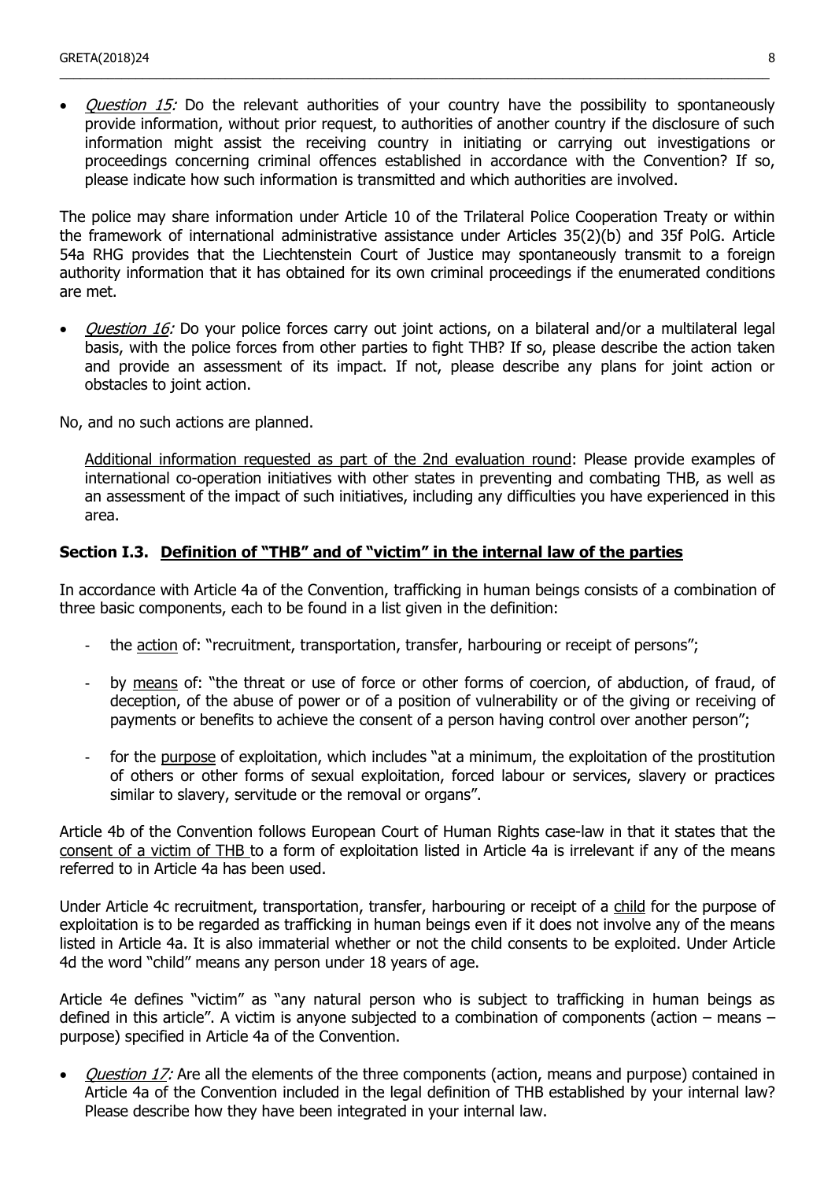- *Question 15:* Do the relevant authorities of your country have the possibility to spontaneously provide information, without prior request, to authorities of another country if the disclosure of such information might assist the receiving country in initiating or carrying out investigations or proceedings concerning criminal offences established in accordance with the Convention? If so, please indicate how such information is transmitted and which authorities are involved.

The police may share information under Article 10 of the Trilateral Police Cooperation Treaty or within the framework of international administrative assistance under Articles 35(2)(b) and 35f PolG. Article 54a RHG provides that the Liechtenstein Court of Justice may spontaneously transmit to a foreign authority information that it has obtained for its own criminal proceedings if the enumerated conditions are met.

- *Question 16:* Do your police forces carry out joint actions, on a bilateral and/or a multilateral legal basis, with the police forces from other parties to fight THB? If so, please describe the action taken and provide an assessment of its impact. If not, please describe any plans for joint action or obstacles to joint action.

No, and no such actions are planned.

> Additional information requested as part of the 2nd evaluation round: Please provide examples of international co-operation initiatives with other states in preventing and combating THB, as well as an assessment of the impact of such initiatives, including any difficulties you have experienced in this area.

### Section I.3. Definition of "THB" and of "victim" in the internal law of the parties

In accordance with Article 4a of the Convention, trafficking in human beings consists of a combination of three basic components, each to be found in a list given in the definition:

- the action of: "recruitment, transportation, transfer, harbouring or receipt of persons";
- by means of: "the threat or use of force or other forms of coercion, of abduction, of fraud, of deception, of the abuse of power or of a position of vulnerability or of the giving or receiving of payments or benefits to achieve the consent of a person having control over another person";
- for the purpose of exploitation, which includes "at a minimum, the exploitation of the prostitution of others or other forms of sexual exploitation, forced labour or services, slavery or practices similar to slavery, servitude or the removal or organs".

Article 4b of the Convention follows European Court of Human Rights case-law in that it states that the consent of a victim of THB to a form of exploitation listed in Article 4a is irrelevant if any of the means referred to in Article 4a has been used.

Under Article 4c recruitment, transportation, transfer, harbouring or receipt of a child for the purpose of exploitation is to be regarded as trafficking in human beings even if it does not involve any of the means listed in Article 4a. It is also immaterial whether or not the child consents to be exploited. Under Article 4d the word "child" means any person under 18 years of age.

Article 4e defines "victim" as "any natural person who is subject to trafficking in human beings as defined in this article". A victim is anyone subjected to a combination of components (action – means – purpose) specified in Article 4a of the Convention.

- *Question 17:* Are all the elements of the three components (action, means and purpose) contained in Article 4a of the Convention included in the legal definition of THB established by your internal law? Please describe how they have been integrated in your internal law.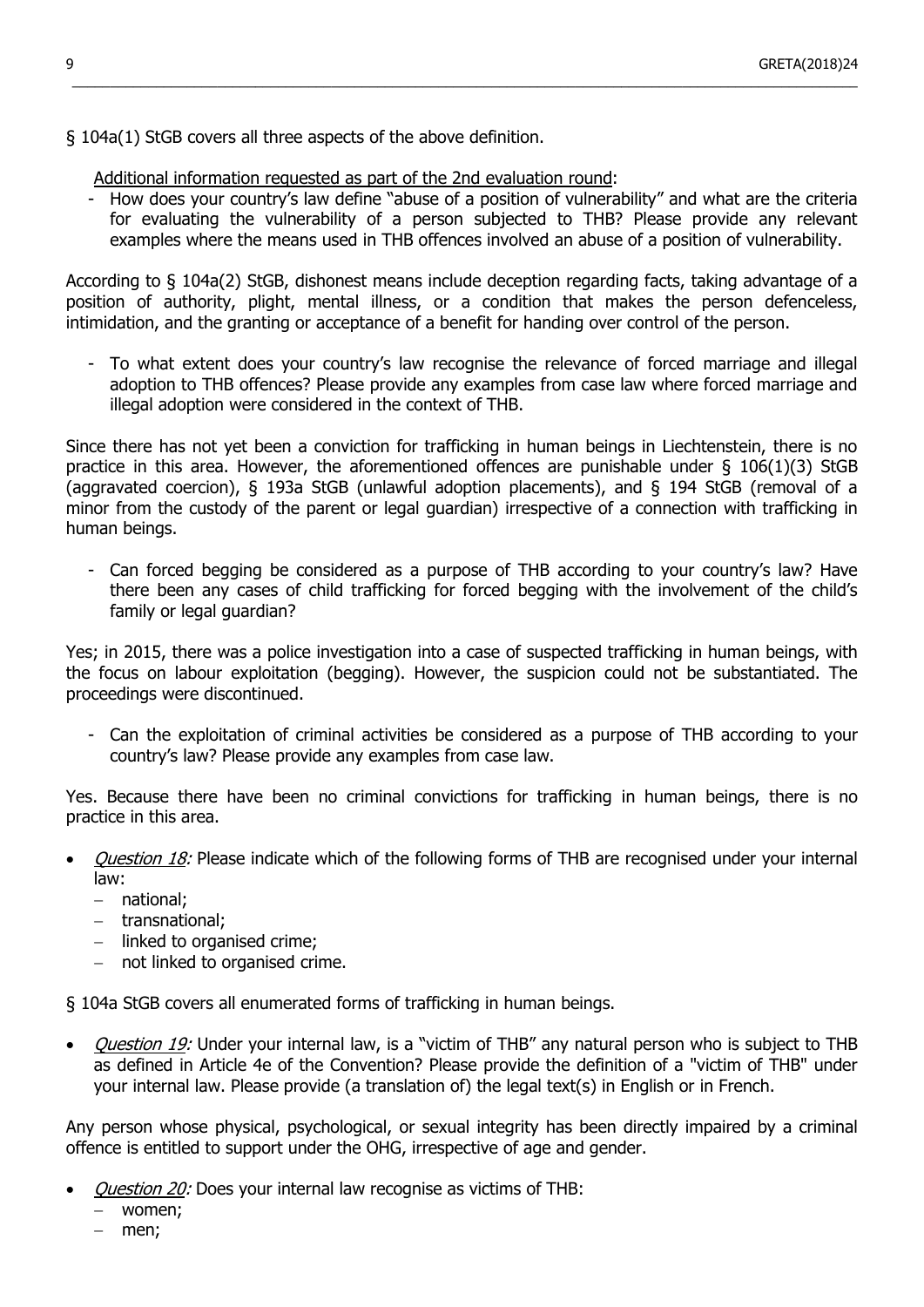§ 104a(1) StGB covers all three aspects of the above definition.

<u>Additional information requested as part of the 2nd evaluation round</u>:

- How does your country's law define "abuse of a position of vulnerability" and what are the criteria for evaluating the vulnerability of a person subjected to THB? Please provide any relevant examples where the means used in THB offences involved an abuse of a position of vulnerability.

According to § 104a(2) StGB, dishonest means include deception regarding facts, taking advantage of a position of authority, plight, mental illness, or a condition that makes the person defenceless, intimidation, and the granting or acceptance of a benefit for handing over control of the person.

- To what extent does your country's law recognise the relevance of forced marriage and illegal adoption to THB offences? Please provide any examples from case law where forced marriage and illegal adoption were considered in the context of THB.

Since there has not yet been a conviction for trafficking in human beings in Liechtenstein, there is no practice in this area. However, the aforementioned offences are punishable under § 106(1)(3) StGB (aggravated coercion), § 193a StGB (unlawful adoption placements), and § 194 StGB (removal of a minor from the custody of the parent or legal guardian) irrespective of a connection with trafficking in human beings.

- Can forced begging be considered as a purpose of THB according to your country's law? Have there been any cases of child trafficking for forced begging with the involvement of the child's family or legal guardian?

Yes; in 2015, there was a police investigation into a case of suspected trafficking in human beings, with the focus on labour exploitation (begging). However, the suspicion could not be substantiated. The proceedings were discontinued.

- Can the exploitation of criminal activities be considered as a purpose of THB according to your country's law? Please provide any examples from case law.

Yes. Because there have been no criminal convictions for trafficking in human beings, there is no practice in this area.

- *Question 18:* Please indicate which of the following forms of THB are recognised under your internal law:
  - national;
  - transnational;
  - linked to organised crime;
  - not linked to organised crime.

§ 104a StGB covers all enumerated forms of trafficking in human beings.

- *Question 19:* Under your internal law, is a "victim of THB" any natural person who is subject to THB as defined in Article 4e of the Convention? Please provide the definition of a "victim of THB" under your internal law. Please provide (a translation of) the legal text(s) in English or in French.

Any person whose physical, psychological, or sexual integrity has been directly impaired by a criminal offence is entitled to support under the OHG, irrespective of age and gender.

- *Question 20:* Does your internal law recognise as victims of THB:
  - women;
  - men;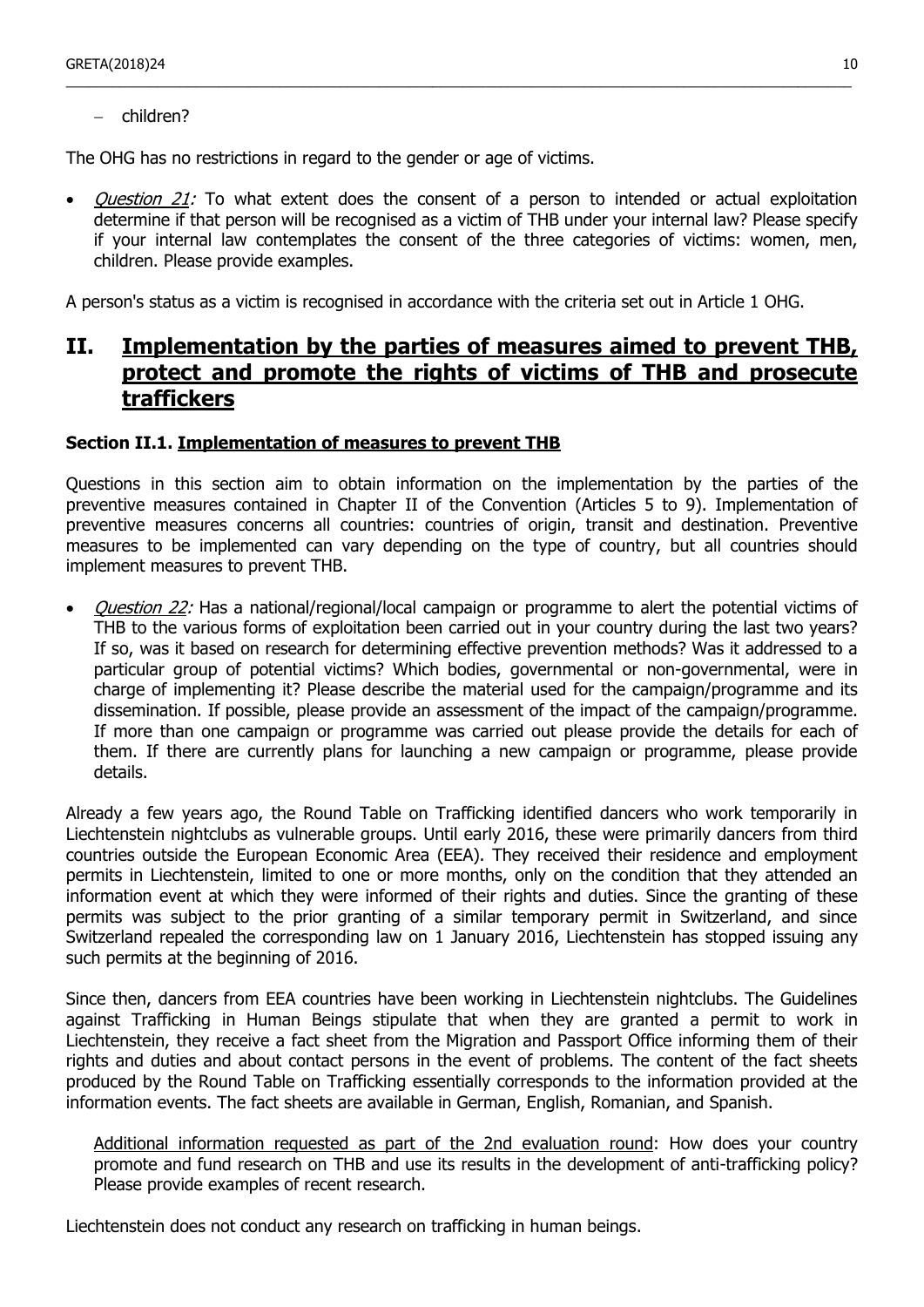– children?

The OHG has no restrictions in regard to the gender or age of victims.

- *Question 21:* To what extent does the consent of a person to intended or actual exploitation determine if that person will be recognised as a victim of THB under your internal law? Please specify if your internal law contemplates the consent of the three categories of victims: women, men, children. Please provide examples.

A person's status as a victim is recognised in accordance with the criteria set out in Article 1 OHG.

# II. Implementation by the parties of measures aimed to prevent THB, protect and promote the rights of victims of THB and prosecute traffickers

### Section II.1. Implementation of measures to prevent THB

Questions in this section aim to obtain information on the implementation by the parties of the preventive measures contained in Chapter II of the Convention (Articles 5 to 9). Implementation of preventive measures concerns all countries: countries of origin, transit and destination. Preventive measures to be implemented can vary depending on the type of country, but all countries should implement measures to prevent THB.

- *Question 22:* Has a national/regional/local campaign or programme to alert the potential victims of THB to the various forms of exploitation been carried out in your country during the last two years? If so, was it based on research for determining effective prevention methods? Was it addressed to a particular group of potential victims? Which bodies, governmental or non-governmental, were in charge of implementing it? Please describe the material used for the campaign/programme and its dissemination. If possible, please provide an assessment of the impact of the campaign/programme. If more than one campaign or programme was carried out please provide the details for each of them. If there are currently plans for launching a new campaign or programme, please provide details.

Already a few years ago, the Round Table on Trafficking identified dancers who work temporarily in Liechtenstein nightclubs as vulnerable groups. Until early 2016, these were primarily dancers from third countries outside the European Economic Area (EEA). They received their residence and employment permits in Liechtenstein, limited to one or more months, only on the condition that they attended an information event at which they were informed of their rights and duties. Since the granting of these permits was subject to the prior granting of a similar temporary permit in Switzerland, and since Switzerland repealed the corresponding law on 1 January 2016, Liechtenstein has stopped issuing any such permits at the beginning of 2016.

Since then, dancers from EEA countries have been working in Liechtenstein nightclubs. The Guidelines against Trafficking in Human Beings stipulate that when they are granted a permit to work in Liechtenstein, they receive a fact sheet from the Migration and Passport Office informing them of their rights and duties and about contact persons in the event of problems. The content of the fact sheets produced by the Round Table on Trafficking essentially corresponds to the information provided at the information events. The fact sheets are available in German, English, Romanian, and Spanish.

Additional information requested as part of the 2nd evaluation round: How does your country promote and fund research on THB and use its results in the development of anti-trafficking policy? Please provide examples of recent research.

Liechtenstein does not conduct any research on trafficking in human beings.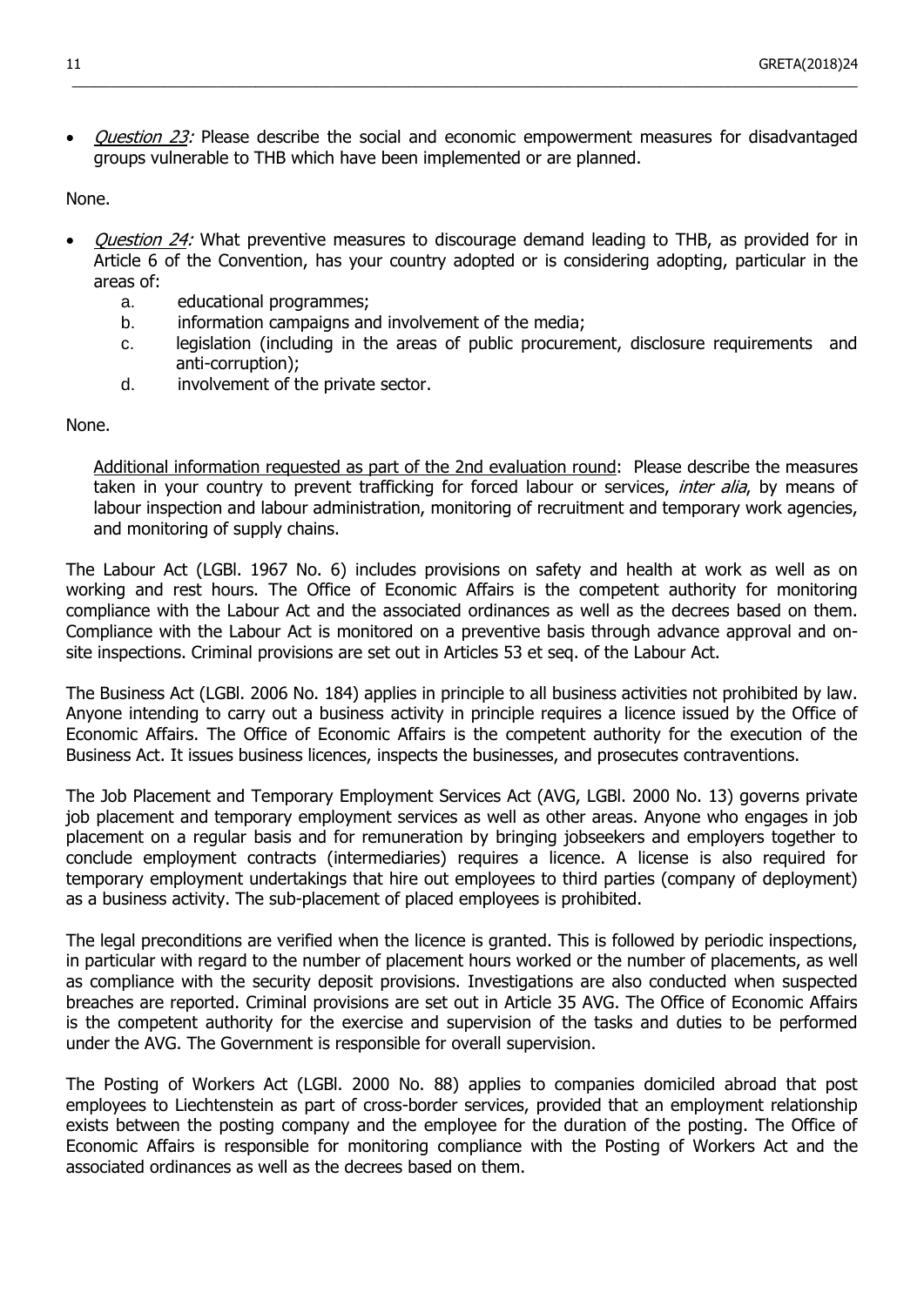- *Question 23:* Please describe the social and economic empowerment measures for disadvantaged groups vulnerable to THB which have been implemented or are planned.

None.

- *Question 24:* What preventive measures to discourage demand leading to THB, as provided for in Article 6 of the Convention, has your country adopted or is considering adopting, particular in the areas of:
    a. educational programmes;
    b. information campaigns and involvement of the media;
    c. legislation (including in the areas of public procurement, disclosure requirements and anti-corruption);
    d. involvement of the private sector.

None.

> <u>Additional information requested as part of the 2nd evaluation round</u>: Please describe the measures taken in your country to prevent trafficking for forced labour or services, *inter alia*, by means of labour inspection and labour administration, monitoring of recruitment and temporary work agencies, and monitoring of supply chains.

The Labour Act (LGBl. 1967 No. 6) includes provisions on safety and health at work as well as on working and rest hours. The Office of Economic Affairs is the competent authority for monitoring compliance with the Labour Act and the associated ordinances as well as the decrees based on them. Compliance with the Labour Act is monitored on a preventive basis through advance approval and on-site inspections. Criminal provisions are set out in Articles 53 et seq. of the Labour Act.

The Business Act (LGBl. 2006 No. 184) applies in principle to all business activities not prohibited by law. Anyone intending to carry out a business activity in principle requires a licence issued by the Office of Economic Affairs. The Office of Economic Affairs is the competent authority for the execution of the Business Act. It issues business licences, inspects the businesses, and prosecutes contraventions.

The Job Placement and Temporary Employment Services Act (AVG, LGBl. 2000 No. 13) governs private job placement and temporary employment services as well as other areas. Anyone who engages in job placement on a regular basis and for remuneration by bringing jobseekers and employers together to conclude employment contracts (intermediaries) requires a licence. A license is also required for temporary employment undertakings that hire out employees to third parties (company of deployment) as a business activity. The sub-placement of placed employees is prohibited.

The legal preconditions are verified when the licence is granted. This is followed by periodic inspections, in particular with regard to the number of placement hours worked or the number of placements, as well as compliance with the security deposit provisions. Investigations are also conducted when suspected breaches are reported. Criminal provisions are set out in Article 35 AVG. The Office of Economic Affairs is the competent authority for the exercise and supervision of the tasks and duties to be performed under the AVG. The Government is responsible for overall supervision.

The Posting of Workers Act (LGBl. 2000 No. 88) applies to companies domiciled abroad that post employees to Liechtenstein as part of cross-border services, provided that an employment relationship exists between the posting company and the employee for the duration of the posting. The Office of Economic Affairs is responsible for monitoring compliance with the Posting of Workers Act and the associated ordinances as well as the decrees based on them.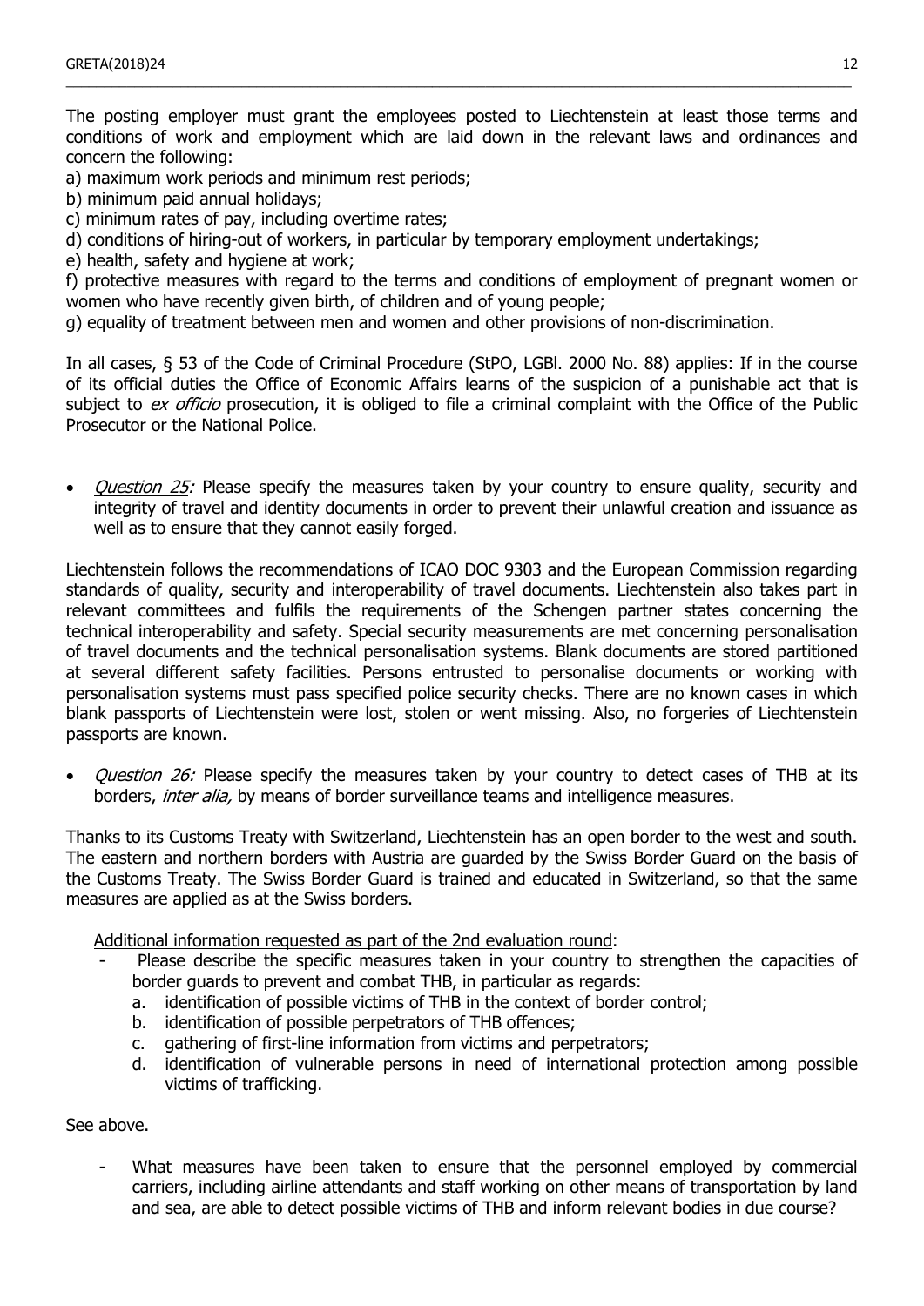The posting employer must grant the employees posted to Liechtenstein at least those terms and conditions of work and employment which are laid down in the relevant laws and ordinances and concern the following:

a) maximum work periods and minimum rest periods;
b) minimum paid annual holidays;
c) minimum rates of pay, including overtime rates;
d) conditions of hiring-out of workers, in particular by temporary employment undertakings;
e) health, safety and hygiene at work;
f) protective measures with regard to the terms and conditions of employment of pregnant women or women who have recently given birth, of children and of young people;
g) equality of treatment between men and women and other provisions of non-discrimination.

In all cases, § 53 of the Code of Criminal Procedure (StPO, LGBl. 2000 No. 88) applies: If in the course of its official duties the Office of Economic Affairs learns of the suspicion of a punishable act that is subject to *ex officio* prosecution, it is obliged to file a criminal complaint with the Office of the Public Prosecutor or the National Police.

- *Question 25:* Please specify the measures taken by your country to ensure quality, security and integrity of travel and identity documents in order to prevent their unlawful creation and issuance as well as to ensure that they cannot easily forged.

Liechtenstein follows the recommendations of ICAO DOC 9303 and the European Commission regarding standards of quality, security and interoperability of travel documents. Liechtenstein also takes part in relevant committees and fulfils the requirements of the Schengen partner states concerning the technical interoperability and safety. Special security measurements are met concerning personalisation of travel documents and the technical personalisation systems. Blank documents are stored partitioned at several different safety facilities. Persons entrusted to personalise documents or working with personalisation systems must pass specified police security checks. There are no known cases in which blank passports of Liechtenstein were lost, stolen or went missing. Also, no forgeries of Liechtenstein passports are known.

- *Question 26:* Please specify the measures taken by your country to detect cases of THB at its borders, *inter alia,* by means of border surveillance teams and intelligence measures.

Thanks to its Customs Treaty with Switzerland, Liechtenstein has an open border to the west and south. The eastern and northern borders with Austria are guarded by the Swiss Border Guard on the basis of the Customs Treaty. The Swiss Border Guard is trained and educated in Switzerland, so that the same measures are applied as at the Swiss borders.

Additional information requested as part of the 2nd evaluation round:

- Please describe the specific measures taken in your country to strengthen the capacities of border guards to prevent and combat THB, in particular as regards:
  a. identification of possible victims of THB in the context of border control;
  b. identification of possible perpetrators of THB offences;
  c. gathering of first-line information from victims and perpetrators;
  d. identification of vulnerable persons in need of international protection among possible victims of trafficking.

See above.

- What measures have been taken to ensure that the personnel employed by commercial carriers, including airline attendants and staff working on other means of transportation by land and sea, are able to detect possible victims of THB and inform relevant bodies in due course?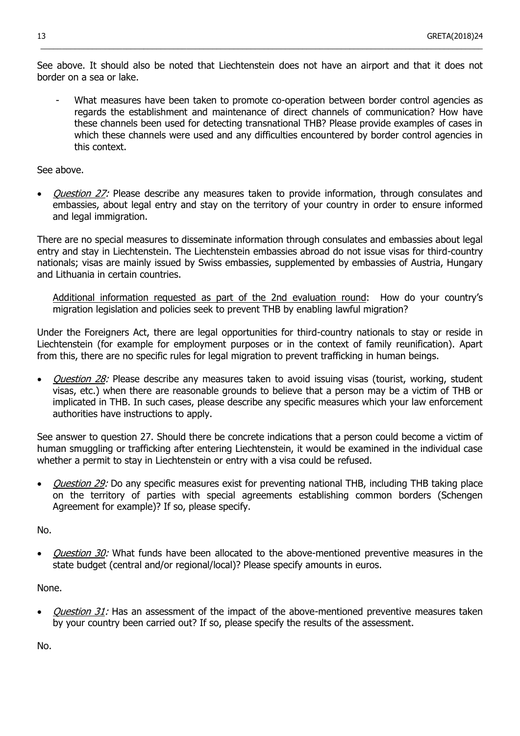See above. It should also be noted that Liechtenstein does not have an airport and that it does not border on a sea or lake.

- What measures have been taken to promote co-operation between border control agencies as regards the establishment and maintenance of direct channels of communication? How have these channels been used for detecting transnational THB? Please provide examples of cases in which these channels were used and any difficulties encountered by border control agencies in this context.

See above.

- *Question 27:* Please describe any measures taken to provide information, through consulates and embassies, about legal entry and stay on the territory of your country in order to ensure informed and legal immigration.

There are no special measures to disseminate information through consulates and embassies about legal entry and stay in Liechtenstein. The Liechtenstein embassies abroad do not issue visas for third-country nationals; visas are mainly issued by Swiss embassies, supplemented by embassies of Austria, Hungary and Lithuania in certain countries.

<u>Additional information requested as part of the 2nd evaluation round</u>: How do your country's migration legislation and policies seek to prevent THB by enabling lawful migration?

Under the Foreigners Act, there are legal opportunities for third-country nationals to stay or reside in Liechtenstein (for example for employment purposes or in the context of family reunification). Apart from this, there are no specific rules for legal migration to prevent trafficking in human beings.

- *Question 28:* Please describe any measures taken to avoid issuing visas (tourist, working, student visas, etc.) when there are reasonable grounds to believe that a person may be a victim of THB or implicated in THB. In such cases, please describe any specific measures which your law enforcement authorities have instructions to apply.

See answer to question 27. Should there be concrete indications that a person could become a victim of human smuggling or trafficking after entering Liechtenstein, it would be examined in the individual case whether a permit to stay in Liechtenstein or entry with a visa could be refused.

- *Question 29:* Do any specific measures exist for preventing national THB, including THB taking place on the territory of parties with special agreements establishing common borders (Schengen Agreement for example)? If so, please specify.

No.

- *Question 30:* What funds have been allocated to the above-mentioned preventive measures in the state budget (central and/or regional/local)? Please specify amounts in euros.

None.

- *Question 31:* Has an assessment of the impact of the above-mentioned preventive measures taken by your country been carried out? If so, please specify the results of the assessment.

No.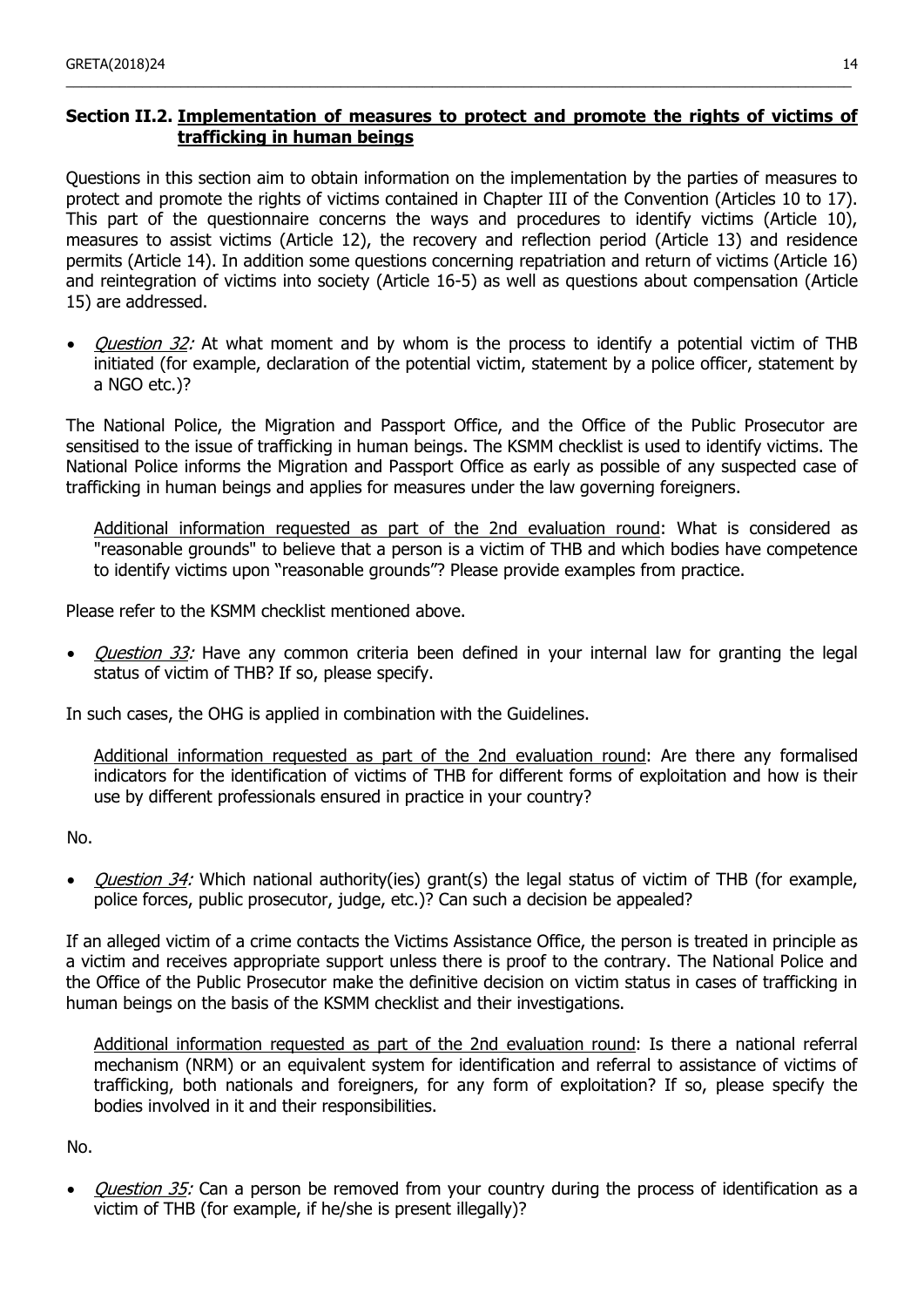### Section II.2. **Implementation of measures to protect and promote the rights of victims of trafficking in human beings**

Questions in this section aim to obtain information on the implementation by the parties of measures to protect and promote the rights of victims contained in Chapter III of the Convention (Articles 10 to 17). This part of the questionnaire concerns the ways and procedures to identify victims (Article 10), measures to assist victims (Article 12), the recovery and reflection period (Article 13) and residence permits (Article 14). In addition some questions concerning repatriation and return of victims (Article 16) and reintegration of victims into society (Article 16-5) as well as questions about compensation (Article 15) are addressed.

- *Question 32:* At what moment and by whom is the process to identify a potential victim of THB initiated (for example, declaration of the potential victim, statement by a police officer, statement by a NGO etc.)?

The National Police, the Migration and Passport Office, and the Office of the Public Prosecutor are sensitised to the issue of trafficking in human beings. The KSMM checklist is used to identify victims. The National Police informs the Migration and Passport Office as early as possible of any suspected case of trafficking in human beings and applies for measures under the law governing foreigners.

> Additional information requested as part of the 2nd evaluation round: What is considered as "reasonable grounds" to believe that a person is a victim of THB and which bodies have competence to identify victims upon "reasonable grounds"? Please provide examples from practice.

Please refer to the KSMM checklist mentioned above.

- *Question 33:* Have any common criteria been defined in your internal law for granting the legal status of victim of THB? If so, please specify.

In such cases, the OHG is applied in combination with the Guidelines.

> Additional information requested as part of the 2nd evaluation round: Are there any formalised indicators for the identification of victims of THB for different forms of exploitation and how is their use by different professionals ensured in practice in your country?

No.

- *Question 34:* Which national authority(ies) grant(s) the legal status of victim of THB (for example, police forces, public prosecutor, judge, etc.)? Can such a decision be appealed?

If an alleged victim of a crime contacts the Victims Assistance Office, the person is treated in principle as a victim and receives appropriate support unless there is proof to the contrary. The National Police and the Office of the Public Prosecutor make the definitive decision on victim status in cases of trafficking in human beings on the basis of the KSMM checklist and their investigations.

> Additional information requested as part of the 2nd evaluation round: Is there a national referral mechanism (NRM) or an equivalent system for identification and referral to assistance of victims of trafficking, both nationals and foreigners, for any form of exploitation? If so, please specify the bodies involved in it and their responsibilities.

No.

- *Question 35:* Can a person be removed from your country during the process of identification as a victim of THB (for example, if he/she is present illegally)?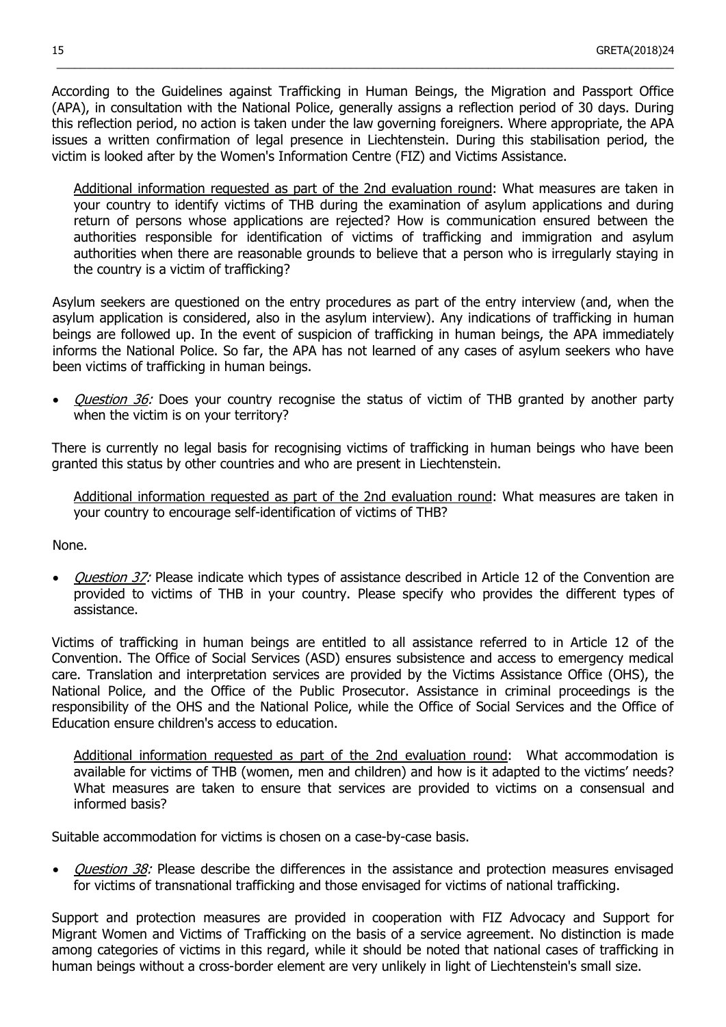According to the Guidelines against Trafficking in Human Beings, the Migration and Passport Office (APA), in consultation with the National Police, generally assigns a reflection period of 30 days. During this reflection period, no action is taken under the law governing foreigners. Where appropriate, the APA issues a written confirmation of legal presence in Liechtenstein. During this stabilisation period, the victim is looked after by the Women's Information Centre (FIZ) and Victims Assistance.

> Additional information requested as part of the 2nd evaluation round: What measures are taken in your country to identify victims of THB during the examination of asylum applications and during return of persons whose applications are rejected? How is communication ensured between the authorities responsible for identification of victims of trafficking and immigration and asylum authorities when there are reasonable grounds to believe that a person who is irregularly staying in the country is a victim of trafficking?

Asylum seekers are questioned on the entry procedures as part of the entry interview (and, when the asylum application is considered, also in the asylum interview). Any indications of trafficking in human beings are followed up. In the event of suspicion of trafficking in human beings, the APA immediately informs the National Police. So far, the APA has not learned of any cases of asylum seekers who have been victims of trafficking in human beings.

- *Question 36:* Does your country recognise the status of victim of THB granted by another party when the victim is on your territory?

There is currently no legal basis for recognising victims of trafficking in human beings who have been granted this status by other countries and who are present in Liechtenstein.

> Additional information requested as part of the 2nd evaluation round: What measures are taken in your country to encourage self-identification of victims of THB?

None.

- *Question 37:* Please indicate which types of assistance described in Article 12 of the Convention are provided to victims of THB in your country. Please specify who provides the different types of assistance.

Victims of trafficking in human beings are entitled to all assistance referred to in Article 12 of the Convention. The Office of Social Services (ASD) ensures subsistence and access to emergency medical care. Translation and interpretation services are provided by the Victims Assistance Office (OHS), the National Police, and the Office of the Public Prosecutor. Assistance in criminal proceedings is the responsibility of the OHS and the National Police, while the Office of Social Services and the Office of Education ensure children's access to education.

> Additional information requested as part of the 2nd evaluation round: What accommodation is available for victims of THB (women, men and children) and how is it adapted to the victims' needs? What measures are taken to ensure that services are provided to victims on a consensual and informed basis?

Suitable accommodation for victims is chosen on a case-by-case basis.

- *Question 38:* Please describe the differences in the assistance and protection measures envisaged for victims of transnational trafficking and those envisaged for victims of national trafficking.

Support and protection measures are provided in cooperation with FIZ Advocacy and Support for Migrant Women and Victims of Trafficking on the basis of a service agreement. No distinction is made among categories of victims in this regard, while it should be noted that national cases of trafficking in human beings without a cross-border element are very unlikely in light of Liechtenstein's small size.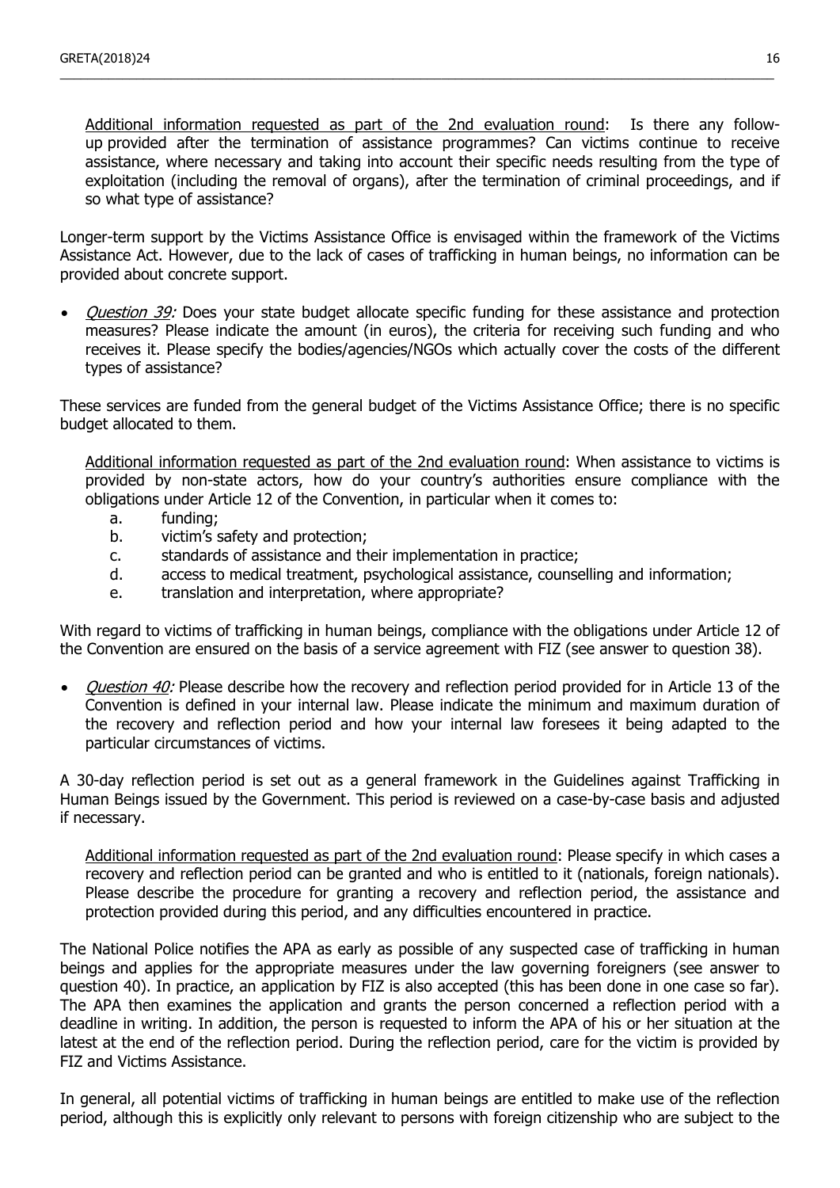Additional information requested as part of the 2nd evaluation round: Is there any follow-up provided after the termination of assistance programmes? Can victims continue to receive assistance, where necessary and taking into account their specific needs resulting from the type of exploitation (including the removal of organs), after the termination of criminal proceedings, and if so what type of assistance?

Longer-term support by the Victims Assistance Office is envisaged within the framework of the Victims Assistance Act. However, due to the lack of cases of trafficking in human beings, no information can be provided about concrete support.

- *Question 39:* Does your state budget allocate specific funding for these assistance and protection measures? Please indicate the amount (in euros), the criteria for receiving such funding and who receives it. Please specify the bodies/agencies/NGOs which actually cover the costs of the different types of assistance?

These services are funded from the general budget of the Victims Assistance Office; there is no specific budget allocated to them.

Additional information requested as part of the 2nd evaluation round: When assistance to victims is provided by non-state actors, how do your country's authorities ensure compliance with the obligations under Article 12 of the Convention, in particular when it comes to:

a. funding;
b. victim's safety and protection;
c. standards of assistance and their implementation in practice;
d. access to medical treatment, psychological assistance, counselling and information;
e. translation and interpretation, where appropriate?

With regard to victims of trafficking in human beings, compliance with the obligations under Article 12 of the Convention are ensured on the basis of a service agreement with FIZ (see answer to question 38).

- *Question 40:* Please describe how the recovery and reflection period provided for in Article 13 of the Convention is defined in your internal law. Please indicate the minimum and maximum duration of the recovery and reflection period and how your internal law foresees it being adapted to the particular circumstances of victims.

A 30-day reflection period is set out as a general framework in the Guidelines against Trafficking in Human Beings issued by the Government. This period is reviewed on a case-by-case basis and adjusted if necessary.

Additional information requested as part of the 2nd evaluation round: Please specify in which cases a recovery and reflection period can be granted and who is entitled to it (nationals, foreign nationals). Please describe the procedure for granting a recovery and reflection period, the assistance and protection provided during this period, and any difficulties encountered in practice.

The National Police notifies the APA as early as possible of any suspected case of trafficking in human beings and applies for the appropriate measures under the law governing foreigners (see answer to question 40). In practice, an application by FIZ is also accepted (this has been done in one case so far). The APA then examines the application and grants the person concerned a reflection period with a deadline in writing. In addition, the person is requested to inform the APA of his or her situation at the latest at the end of the reflection period. During the reflection period, care for the victim is provided by FIZ and Victims Assistance.

In general, all potential victims of trafficking in human beings are entitled to make use of the reflection period, although this is explicitly only relevant to persons with foreign citizenship who are subject to the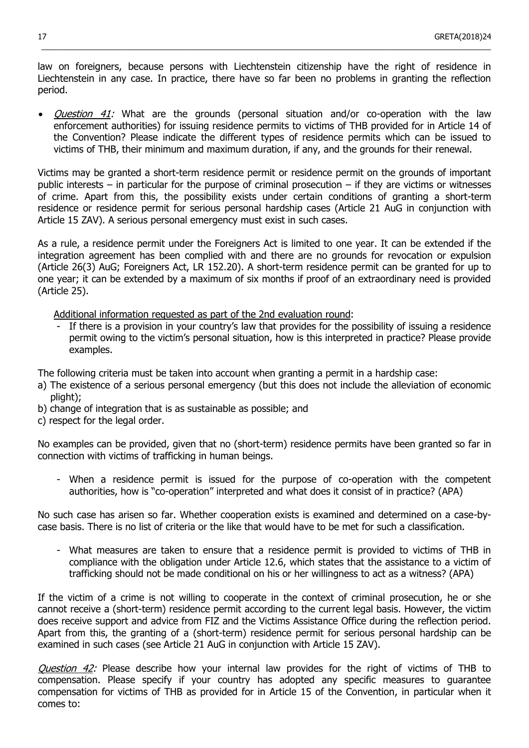law on foreigners, because persons with Liechtenstein citizenship have the right of residence in Liechtenstein in any case. In practice, there have so far been no problems in granting the reflection period.

- *Question 41:* What are the grounds (personal situation and/or co-operation with the law enforcement authorities) for issuing residence permits to victims of THB provided for in Article 14 of the Convention? Please indicate the different types of residence permits which can be issued to victims of THB, their minimum and maximum duration, if any, and the grounds for their renewal.

Victims may be granted a short-term residence permit or residence permit on the grounds of important public interests – in particular for the purpose of criminal prosecution – if they are victims or witnesses of crime. Apart from this, the possibility exists under certain conditions of granting a short-term residence or residence permit for serious personal hardship cases (Article 21 AuG in conjunction with Article 15 ZAV). A serious personal emergency must exist in such cases.

As a rule, a residence permit under the Foreigners Act is limited to one year. It can be extended if the integration agreement has been complied with and there are no grounds for revocation or expulsion (Article 26(3) AuG; Foreigners Act, LR 152.20). A short-term residence permit can be granted for up to one year; it can be extended by a maximum of six months if proof of an extraordinary need is provided (Article 25).

Additional information requested as part of the 2nd evaluation round:

- If there is a provision in your country's law that provides for the possibility of issuing a residence permit owing to the victim's personal situation, how is this interpreted in practice? Please provide examples.

The following criteria must be taken into account when granting a permit in a hardship case:

a) The existence of a serious personal emergency (but this does not include the alleviation of economic plight);
b) change of integration that is as sustainable as possible; and
c) respect for the legal order.

No examples can be provided, given that no (short-term) residence permits have been granted so far in connection with victims of trafficking in human beings.

- When a residence permit is issued for the purpose of co-operation with the competent authorities, how is "co-operation" interpreted and what does it consist of in practice? (APA)

No such case has arisen so far. Whether cooperation exists is examined and determined on a case-by-case basis. There is no list of criteria or the like that would have to be met for such a classification.

- What measures are taken to ensure that a residence permit is provided to victims of THB in compliance with the obligation under Article 12.6, which states that the assistance to a victim of trafficking should not be made conditional on his or her willingness to act as a witness? (APA)

If the victim of a crime is not willing to cooperate in the context of criminal prosecution, he or she cannot receive a (short-term) residence permit according to the current legal basis. However, the victim does receive support and advice from FIZ and the Victims Assistance Office during the reflection period. Apart from this, the granting of a (short-term) residence permit for serious personal hardship can be examined in such cases (see Article 21 AuG in conjunction with Article 15 ZAV).

*Question 42:* Please describe how your internal law provides for the right of victims of THB to compensation. Please specify if your country has adopted any specific measures to guarantee compensation for victims of THB as provided for in Article 15 of the Convention, in particular when it comes to: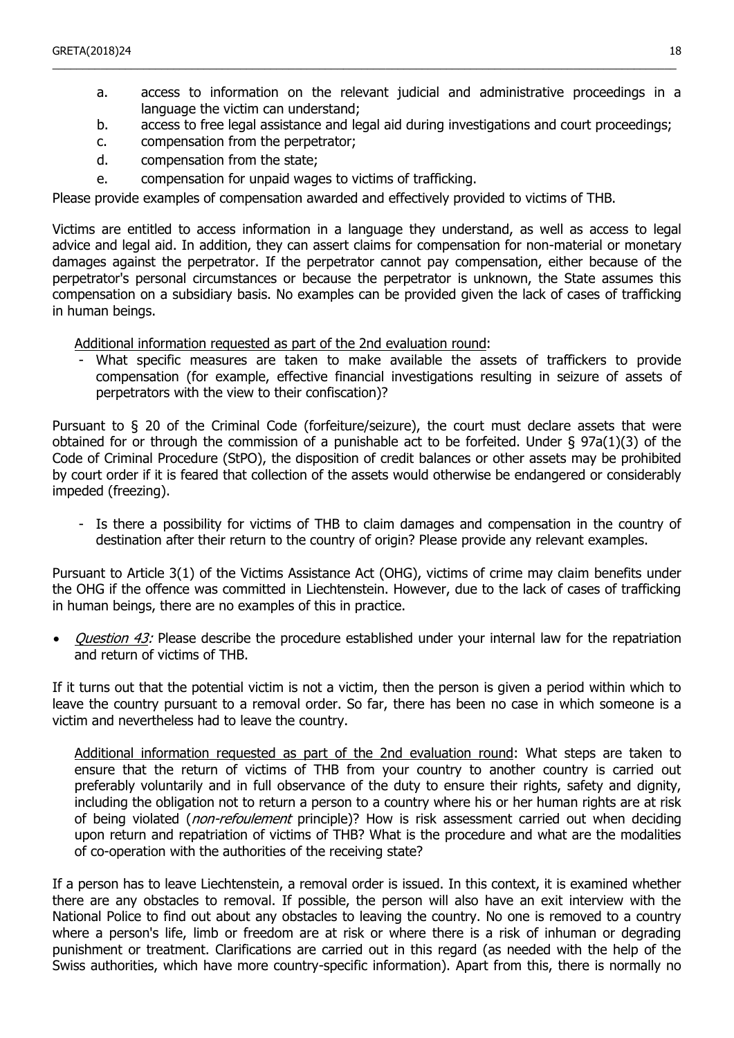a. access to information on the relevant judicial and administrative proceedings in a language the victim can understand;
b. access to free legal assistance and legal aid during investigations and court proceedings;
c. compensation from the perpetrator;
d. compensation from the state;
e. compensation for unpaid wages to victims of trafficking.

Please provide examples of compensation awarded and effectively provided to victims of THB.

Victims are entitled to access information in a language they understand, as well as access to legal advice and legal aid. In addition, they can assert claims for compensation for non-material or monetary damages against the perpetrator. If the perpetrator cannot pay compensation, either because of the perpetrator's personal circumstances or because the perpetrator is unknown, the State assumes this compensation on a subsidiary basis. No examples can be provided given the lack of cases of trafficking in human beings.

Additional information requested as part of the 2nd evaluation round:

- What specific measures are taken to make available the assets of traffickers to provide compensation (for example, effective financial investigations resulting in seizure of assets of perpetrators with the view to their confiscation)?

Pursuant to § 20 of the Criminal Code (forfeiture/seizure), the court must declare assets that were obtained for or through the commission of a punishable act to be forfeited. Under § 97a(1)(3) of the Code of Criminal Procedure (StPO), the disposition of credit balances or other assets may be prohibited by court order if it is feared that collection of the assets would otherwise be endangered or considerably impeded (freezing).

- Is there a possibility for victims of THB to claim damages and compensation in the country of destination after their return to the country of origin? Please provide any relevant examples.

Pursuant to Article 3(1) of the Victims Assistance Act (OHG), victims of crime may claim benefits under the OHG if the offence was committed in Liechtenstein. However, due to the lack of cases of trafficking in human beings, there are no examples of this in practice.

- *Question 43:* Please describe the procedure established under your internal law for the repatriation and return of victims of THB.

If it turns out that the potential victim is not a victim, then the person is given a period within which to leave the country pursuant to a removal order. So far, there has been no case in which someone is a victim and nevertheless had to leave the country.

Additional information requested as part of the 2nd evaluation round: What steps are taken to ensure that the return of victims of THB from your country to another country is carried out preferably voluntarily and in full observance of the duty to ensure their rights, safety and dignity, including the obligation not to return a person to a country where his or her human rights are at risk of being violated (*non-refoulement* principle)? How is risk assessment carried out when deciding upon return and repatriation of victims of THB? What is the procedure and what are the modalities of co-operation with the authorities of the receiving state?

If a person has to leave Liechtenstein, a removal order is issued. In this context, it is examined whether there are any obstacles to removal. If possible, the person will also have an exit interview with the National Police to find out about any obstacles to leaving the country. No one is removed to a country where a person's life, limb or freedom are at risk or where there is a risk of inhuman or degrading punishment or treatment. Clarifications are carried out in this regard (as needed with the help of the Swiss authorities, which have more country-specific information). Apart from this, there is normally no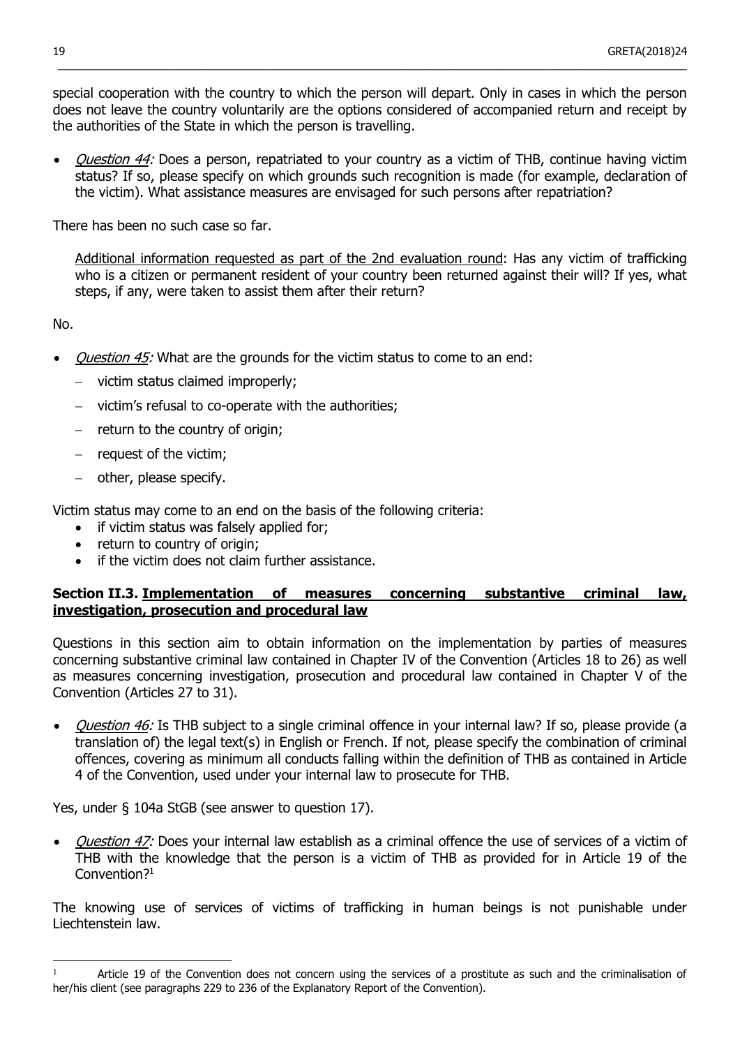special cooperation with the country to which the person will depart. Only in cases in which the person does not leave the country voluntarily are the options considered of accompanied return and receipt by the authorities of the State in which the person is travelling.

- *Question 44:* Does a person, repatriated to your country as a victim of THB, continue having victim status? If so, please specify on which grounds such recognition is made (for example, declaration of the victim). What assistance measures are envisaged for such persons after repatriation?

There has been no such case so far.

> Additional information requested as part of the 2nd evaluation round: Has any victim of trafficking who is a citizen or permanent resident of your country been returned against their will? If yes, what steps, if any, were taken to assist them after their return?

No.

- *Question 45:* What are the grounds for the victim status to come to an end:
  - victim status claimed improperly;
  - victim's refusal to co-operate with the authorities;
  - return to the country of origin;
  - request of the victim;
  - other, please specify.

Victim status may come to an end on the basis of the following criteria:

- if victim status was falsely applied for;
- return to country of origin;
- if the victim does not claim further assistance.

## Section II.3. Implementation of measures concerning substantive criminal law, investigation, prosecution and procedural law

Questions in this section aim to obtain information on the implementation by parties of measures concerning substantive criminal law contained in Chapter IV of the Convention (Articles 18 to 26) as well as measures concerning investigation, prosecution and procedural law contained in Chapter V of the Convention (Articles 27 to 31).

- *Question 46:* Is THB subject to a single criminal offence in your internal law? If so, please provide (a translation of) the legal text(s) in English or French. If not, please specify the combination of criminal offences, covering as minimum all conducts falling within the definition of THB as contained in Article 4 of the Convention, used under your internal law to prosecute for THB.

Yes, under § 104a StGB (see answer to question 17).

- *Question 47:* Does your internal law establish as a criminal offence the use of services of a victim of THB with the knowledge that the person is a victim of THB as provided for in Article 19 of the Convention?[1]

The knowing use of services of victims of trafficking in human beings is not punishable under Liechtenstein law.

---

[1] Article 19 of the Convention does not concern using the services of a prostitute as such and the criminalisation of her/his client (see paragraphs 229 to 236 of the Explanatory Report of the Convention).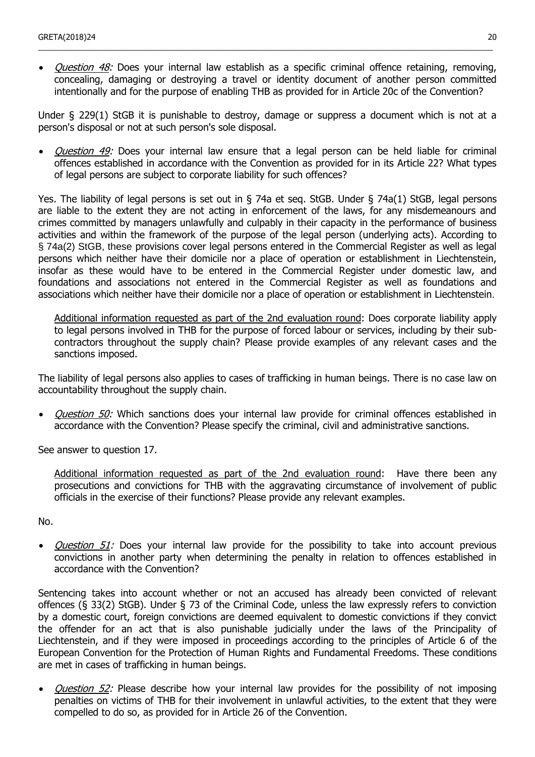- *Question 48:* Does your internal law establish as a specific criminal offence retaining, removing, concealing, damaging or destroying a travel or identity document of another person committed intentionally and for the purpose of enabling THB as provided for in Article 20c of the Convention?

Under § 229(1) StGB it is punishable to destroy, damage or suppress a document which is not at a person's disposal or not at such person's sole disposal.

- *Question 49:* Does your internal law ensure that a legal person can be held liable for criminal offences established in accordance with the Convention as provided for in its Article 22? What types of legal persons are subject to corporate liability for such offences?

Yes. The liability of legal persons is set out in § 74a et seq. StGB. Under § 74a(1) StGB, legal persons are liable to the extent they are not acting in enforcement of the laws, for any misdemeanours and crimes committed by managers unlawfully and culpably in their capacity in the performance of business activities and within the framework of the purpose of the legal person (underlying acts). According to § 74a(2) StGB, these provisions cover legal persons entered in the Commercial Register as well as legal persons which neither have their domicile nor a place of operation or establishment in Liechtenstein, insofar as these would have to be entered in the Commercial Register under domestic law, and foundations and associations not entered in the Commercial Register as well as foundations and associations which neither have their domicile nor a place of operation or establishment in Liechtenstein.

> Additional information requested as part of the 2nd evaluation round: Does corporate liability apply to legal persons involved in THB for the purpose of forced labour or services, including by their sub-contractors throughout the supply chain? Please provide examples of any relevant cases and the sanctions imposed.

The liability of legal persons also applies to cases of trafficking in human beings. There is no case law on accountability throughout the supply chain.

- *Question 50:* Which sanctions does your internal law provide for criminal offences established in accordance with the Convention? Please specify the criminal, civil and administrative sanctions.

See answer to question 17.

> Additional information requested as part of the 2nd evaluation round: Have there been any prosecutions and convictions for THB with the aggravating circumstance of involvement of public officials in the exercise of their functions? Please provide any relevant examples.

No.

- *Question 51:* Does your internal law provide for the possibility to take into account previous convictions in another party when determining the penalty in relation to offences established in accordance with the Convention?

Sentencing takes into account whether or not an accused has already been convicted of relevant offences (§ 33(2) StGB). Under § 73 of the Criminal Code, unless the law expressly refers to conviction by a domestic court, foreign convictions are deemed equivalent to domestic convictions if they convict the offender for an act that is also punishable judicially under the laws of the Principality of Liechtenstein, and if they were imposed in proceedings according to the principles of Article 6 of the European Convention for the Protection of Human Rights and Fundamental Freedoms. These conditions are met in cases of trafficking in human beings.

- *Question 52:* Please describe how your internal law provides for the possibility of not imposing penalties on victims of THB for their involvement in unlawful activities, to the extent that they were compelled to do so, as provided for in Article 26 of the Convention.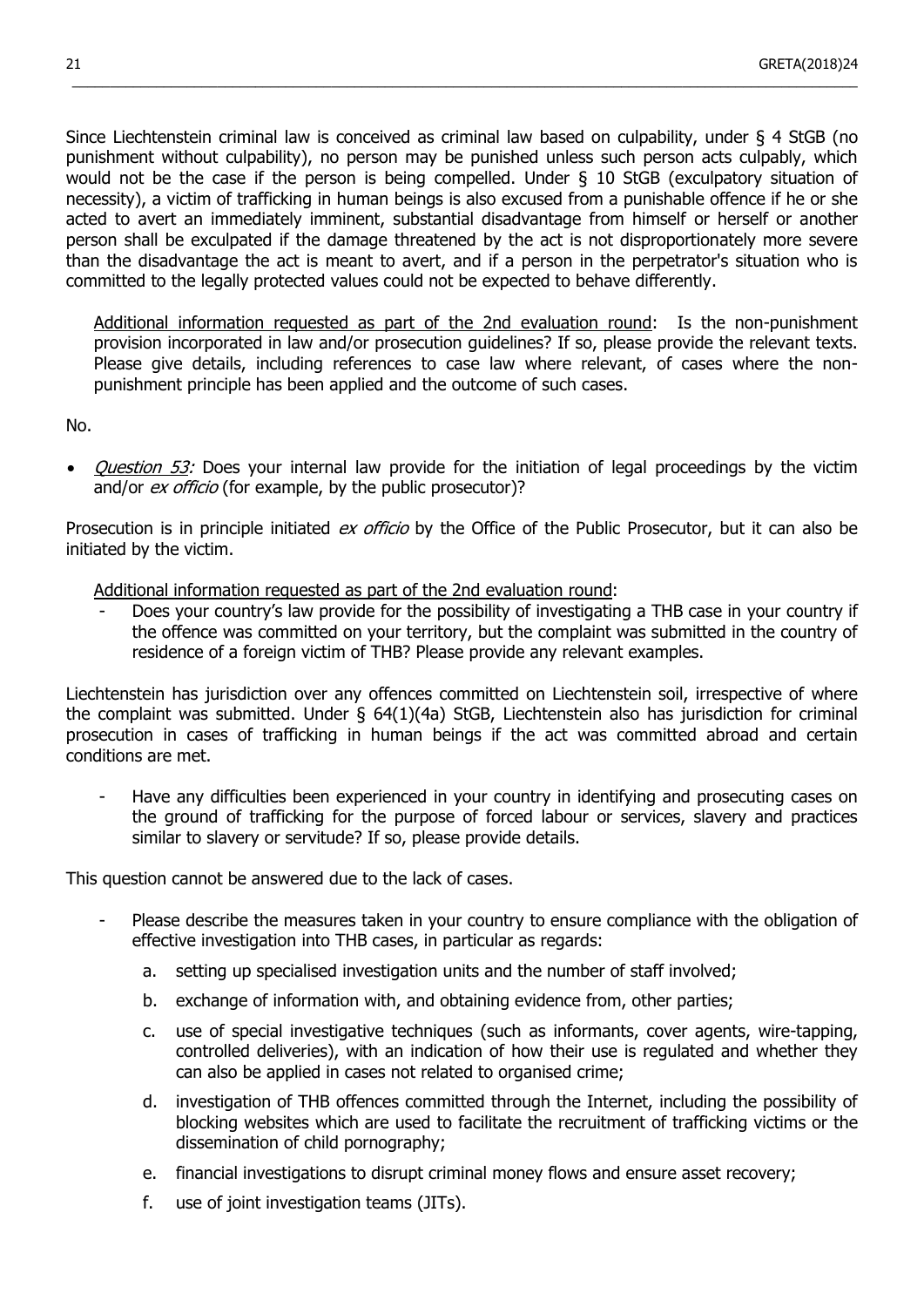Since Liechtenstein criminal law is conceived as criminal law based on culpability, under § 4 StGB (no punishment without culpability), no person may be punished unless such person acts culpably, which would not be the case if the person is being compelled. Under § 10 StGB (exculpatory situation of necessity), a victim of trafficking in human beings is also excused from a punishable offence if he or she acted to avert an immediately imminent, substantial disadvantage from himself or herself or another person shall be exculpated if the damage threatened by the act is not disproportionately more severe than the disadvantage the act is meant to avert, and if a person in the perpetrator's situation who is committed to the legally protected values could not be expected to behave differently.

> <u>Additional information requested as part of the 2nd evaluation round</u>: Is the non-punishment provision incorporated in law and/or prosecution guidelines? If so, please provide the relevant texts. Please give details, including references to case law where relevant, of cases where the non-punishment principle has been applied and the outcome of such cases.

No.

- *<u>Question 53:</u>* Does your internal law provide for the initiation of legal proceedings by the victim and/or *ex officio* (for example, by the public prosecutor)?

Prosecution is in principle initiated *ex officio* by the Office of the Public Prosecutor, but it can also be initiated by the victim.

> <u>Additional information requested as part of the 2nd evaluation round</u>:
>
> - Does your country's law provide for the possibility of investigating a THB case in your country if the offence was committed on your territory, but the complaint was submitted in the country of residence of a foreign victim of THB? Please provide any relevant examples.

Liechtenstein has jurisdiction over any offences committed on Liechtenstein soil, irrespective of where the complaint was submitted. Under § 64(1)(4a) StGB, Liechtenstein also has jurisdiction for criminal prosecution in cases of trafficking in human beings if the act was committed abroad and certain conditions are met.

> - Have any difficulties been experienced in your country in identifying and prosecuting cases on the ground of trafficking for the purpose of forced labour or services, slavery and practices similar to slavery or servitude? If so, please provide details.

This question cannot be answered due to the lack of cases.

> - Please describe the measures taken in your country to ensure compliance with the obligation of effective investigation into THB cases, in particular as regards:
>     a. setting up specialised investigation units and the number of staff involved;
>     b. exchange of information with, and obtaining evidence from, other parties;
>     c. use of special investigative techniques (such as informants, cover agents, wire-tapping, controlled deliveries), with an indication of how their use is regulated and whether they can also be applied in cases not related to organised crime;
>     d. investigation of THB offences committed through the Internet, including the possibility of blocking websites which are used to facilitate the recruitment of trafficking victims or the dissemination of child pornography;
>     e. financial investigations to disrupt criminal money flows and ensure asset recovery;
>     f. use of joint investigation teams (JITs).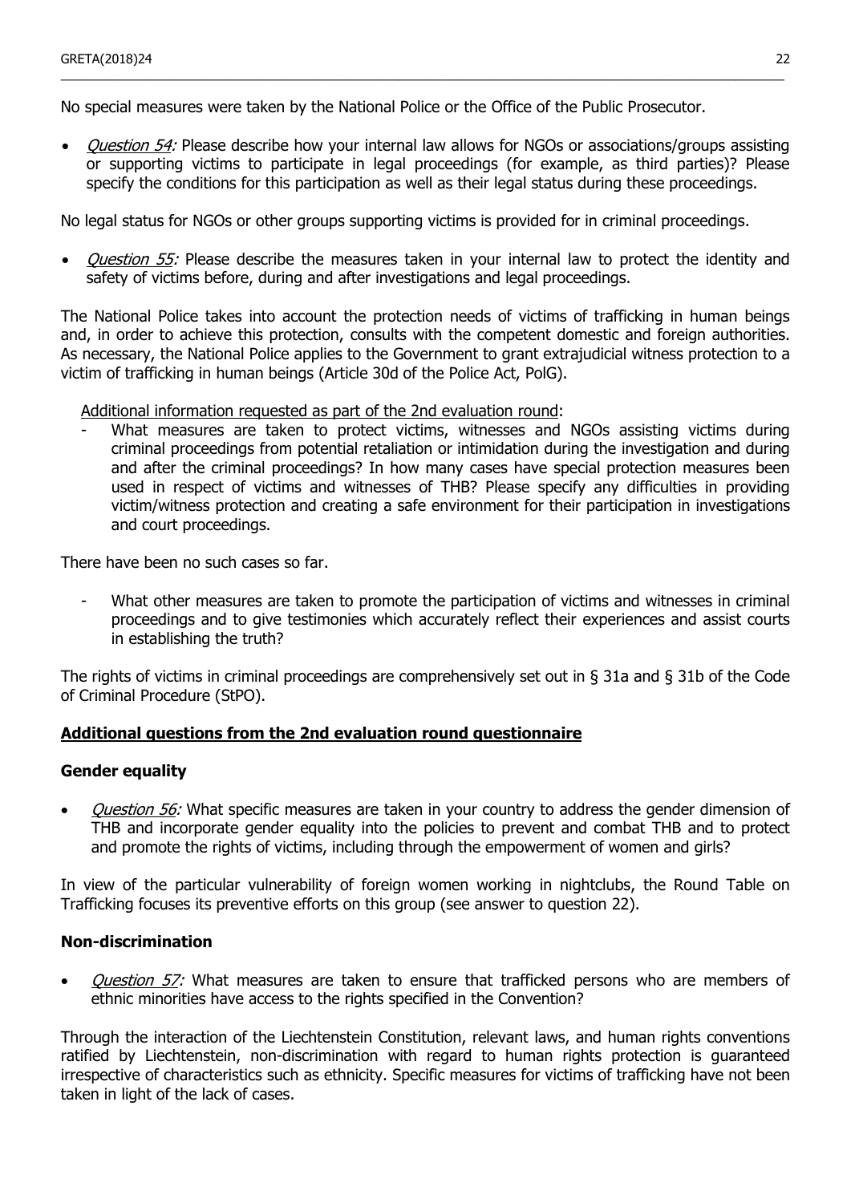No special measures were taken by the National Police or the Office of the Public Prosecutor.

- *Question 54:* Please describe how your internal law allows for NGOs or associations/groups assisting or supporting victims to participate in legal proceedings (for example, as third parties)? Please specify the conditions for this participation as well as their legal status during these proceedings.

No legal status for NGOs or other groups supporting victims is provided for in criminal proceedings.

- *Question 55:* Please describe the measures taken in your internal law to protect the identity and safety of victims before, during and after investigations and legal proceedings.

The National Police takes into account the protection needs of victims of trafficking in human beings and, in order to achieve this protection, consults with the competent domestic and foreign authorities. As necessary, the National Police applies to the Government to grant extrajudicial witness protection to a victim of trafficking in human beings (Article 30d of the Police Act, PolG).

Additional information requested as part of the 2nd evaluation round:

- What measures are taken to protect victims, witnesses and NGOs assisting victims during criminal proceedings from potential retaliation or intimidation during the investigation and during and after the criminal proceedings? In how many cases have special protection measures been used in respect of victims and witnesses of THB? Please specify any difficulties in providing victim/witness protection and creating a safe environment for their participation in investigations and court proceedings.

There have been no such cases so far.

- What other measures are taken to promote the participation of victims and witnesses in criminal proceedings and to give testimonies which accurately reflect their experiences and assist courts in establishing the truth?

The rights of victims in criminal proceedings are comprehensively set out in § 31a and § 31b of the Code of Criminal Procedure (StPO).

## Additional questions from the 2nd evaluation round questionnaire

### Gender equality

- *Question 56:* What specific measures are taken in your country to address the gender dimension of THB and incorporate gender equality into the policies to prevent and combat THB and to protect and promote the rights of victims, including through the empowerment of women and girls?

In view of the particular vulnerability of foreign women working in nightclubs, the Round Table on Trafficking focuses its preventive efforts on this group (see answer to question 22).

### Non-discrimination

- *Question 57:* What measures are taken to ensure that trafficked persons who are members of ethnic minorities have access to the rights specified in the Convention?

Through the interaction of the Liechtenstein Constitution, relevant laws, and human rights conventions ratified by Liechtenstein, non-discrimination with regard to human rights protection is guaranteed irrespective of characteristics such as ethnicity. Specific measures for victims of trafficking have not been taken in light of the lack of cases.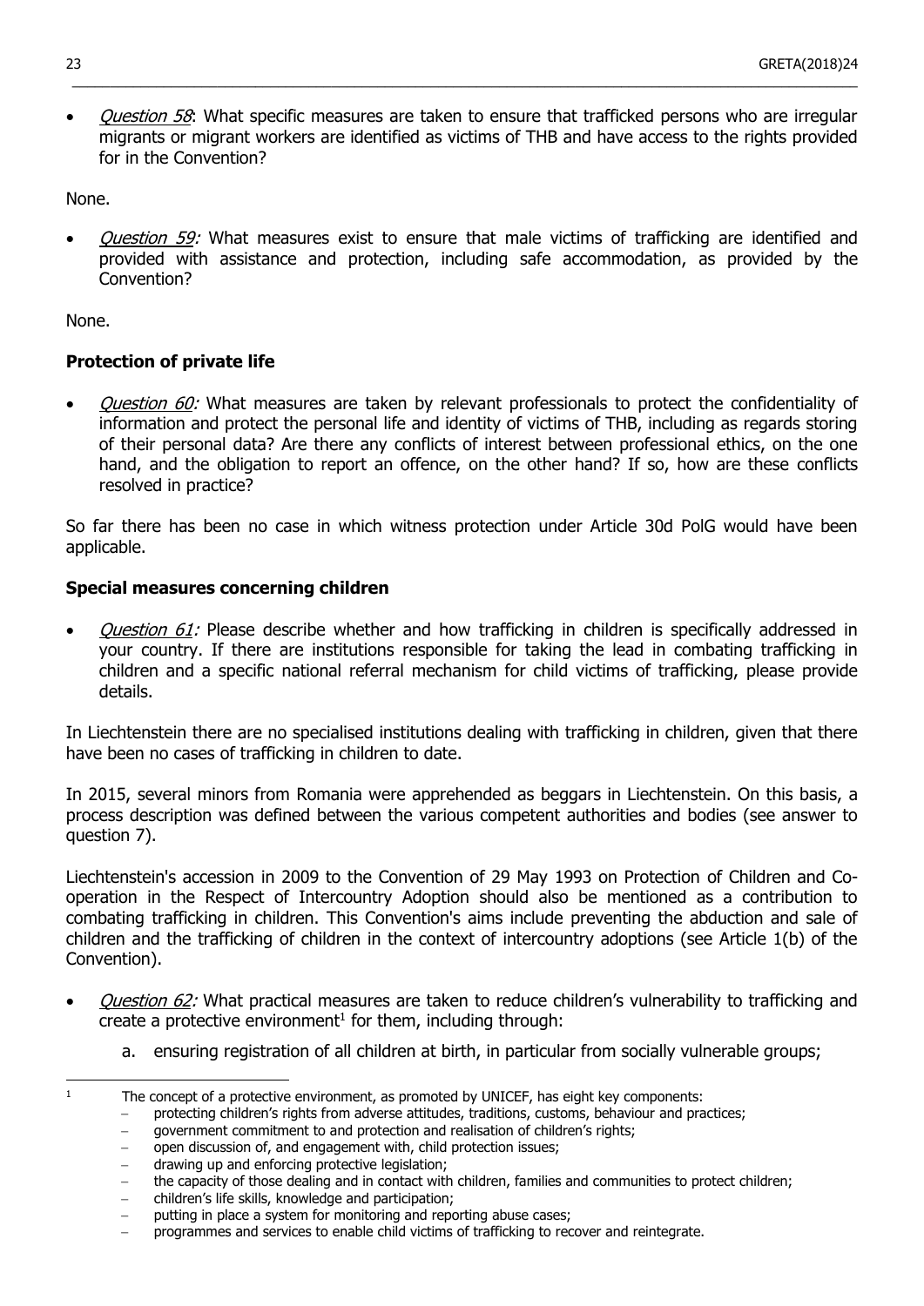- *Question 58*: What specific measures are taken to ensure that trafficked persons who are irregular migrants or migrant workers are identified as victims of THB and have access to the rights provided for in the Convention?

None.

- *Question 59:* What measures exist to ensure that male victims of trafficking are identified and provided with assistance and protection, including safe accommodation, as provided by the Convention?

None.

**Protection of private life**

- *Question 60:* What measures are taken by relevant professionals to protect the confidentiality of information and protect the personal life and identity of victims of THB, including as regards storing of their personal data? Are there any conflicts of interest between professional ethics, on the one hand, and the obligation to report an offence, on the other hand? If so, how are these conflicts resolved in practice?

So far there has been no case in which witness protection under Article 30d PolG would have been applicable.

**Special measures concerning children**

- *Question 61:* Please describe whether and how trafficking in children is specifically addressed in your country. If there are institutions responsible for taking the lead in combating trafficking in children and a specific national referral mechanism for child victims of trafficking, please provide details.

In Liechtenstein there are no specialised institutions dealing with trafficking in children, given that there have been no cases of trafficking in children to date.

In 2015, several minors from Romania were apprehended as beggars in Liechtenstein. On this basis, a process description was defined between the various competent authorities and bodies (see answer to question 7).

Liechtenstein's accession in 2009 to the Convention of 29 May 1993 on Protection of Children and Co-operation in the Respect of Intercountry Adoption should also be mentioned as a contribution to combating trafficking in children. This Convention's aims include preventing the abduction and sale of children and the trafficking of children in the context of intercountry adoptions (see Article 1(b) of the Convention).

- *Question 62:* What practical measures are taken to reduce children's vulnerability to trafficking and create a protective environment[1] for them, including through:
  a. ensuring registration of all children at birth, in particular from socially vulnerable groups;

---

[1] The concept of a protective environment, as promoted by UNICEF, has eight key components:
- protecting children's rights from adverse attitudes, traditions, customs, behaviour and practices;
- government commitment to and protection and realisation of children's rights;
- open discussion of, and engagement with, child protection issues;
- drawing up and enforcing protective legislation;
- the capacity of those dealing and in contact with children, families and communities to protect children;
- children's life skills, knowledge and participation;
- putting in place a system for monitoring and reporting abuse cases;
- programmes and services to enable child victims of trafficking to recover and reintegrate.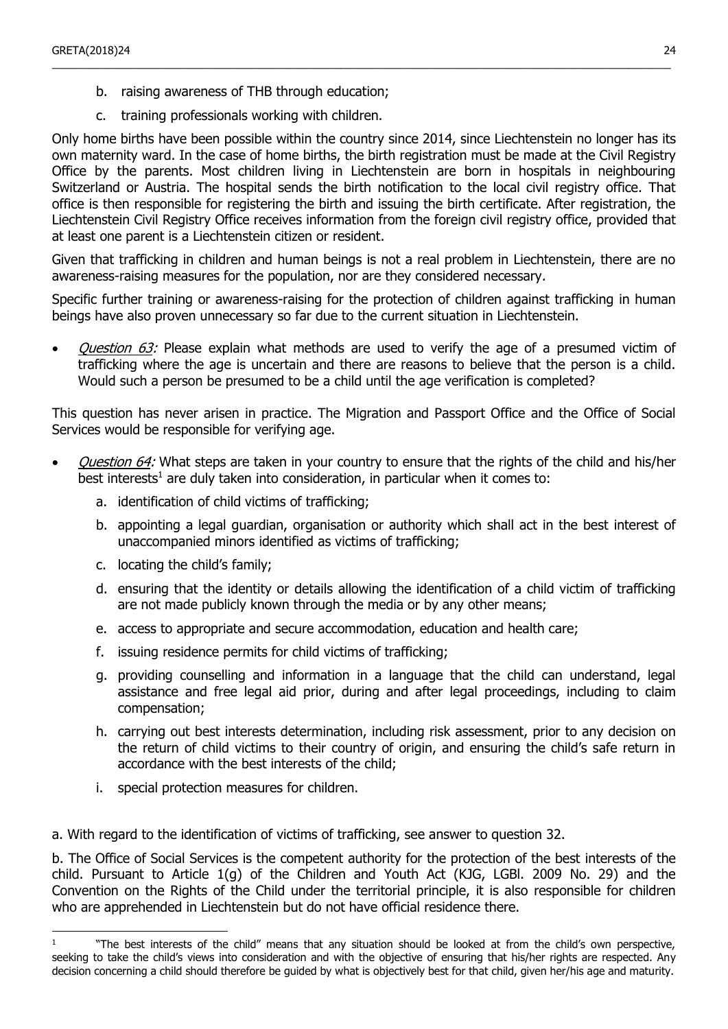b. raising awareness of THB through education;

c. training professionals working with children.

Only home births have been possible within the country since 2014, since Liechtenstein no longer has its own maternity ward. In the case of home births, the birth registration must be made at the Civil Registry Office by the parents. Most children living in Liechtenstein are born in hospitals in neighbouring Switzerland or Austria. The hospital sends the birth notification to the local civil registry office. That office is then responsible for registering the birth and issuing the birth certificate. After registration, the Liechtenstein Civil Registry Office receives information from the foreign civil registry office, provided that at least one parent is a Liechtenstein citizen or resident.

Given that trafficking in children and human beings is not a real problem in Liechtenstein, there are no awareness-raising measures for the population, nor are they considered necessary.

Specific further training or awareness-raising for the protection of children against trafficking in human beings have also proven unnecessary so far due to the current situation in Liechtenstein.

- *Question 63:* Please explain what methods are used to verify the age of a presumed victim of trafficking where the age is uncertain and there are reasons to believe that the person is a child. Would such a person be presumed to be a child until the age verification is completed?

This question has never arisen in practice. The Migration and Passport Office and the Office of Social Services would be responsible for verifying age.

- *Question 64:* What steps are taken in your country to ensure that the rights of the child and his/her best interests[1] are duly taken into consideration, in particular when it comes to:
  a. identification of child victims of trafficking;
  b. appointing a legal guardian, organisation or authority which shall act in the best interest of unaccompanied minors identified as victims of trafficking;
  c. locating the child's family;
  d. ensuring that the identity or details allowing the identification of a child victim of trafficking are not made publicly known through the media or by any other means;
  e. access to appropriate and secure accommodation, education and health care;
  f. issuing residence permits for child victims of trafficking;
  g. providing counselling and information in a language that the child can understand, legal assistance and free legal aid prior, during and after legal proceedings, including to claim compensation;
  h. carrying out best interests determination, including risk assessment, prior to any decision on the return of child victims to their country of origin, and ensuring the child's safe return in accordance with the best interests of the child;
  i. special protection measures for children.

a. With regard to the identification of victims of trafficking, see answer to question 32.

b. The Office of Social Services is the competent authority for the protection of the best interests of the child. Pursuant to Article 1(g) of the Children and Youth Act (KJG, LGBl. 2009 No. 29) and the Convention on the Rights of the Child under the territorial principle, it is also responsible for children who are apprehended in Liechtenstein but do not have official residence there.

---

[1] "The best interests of the child" means that any situation should be looked at from the child's own perspective, seeking to take the child's views into consideration and with the objective of ensuring that his/her rights are respected. Any decision concerning a child should therefore be guided by what is objectively best for that child, given her/his age and maturity.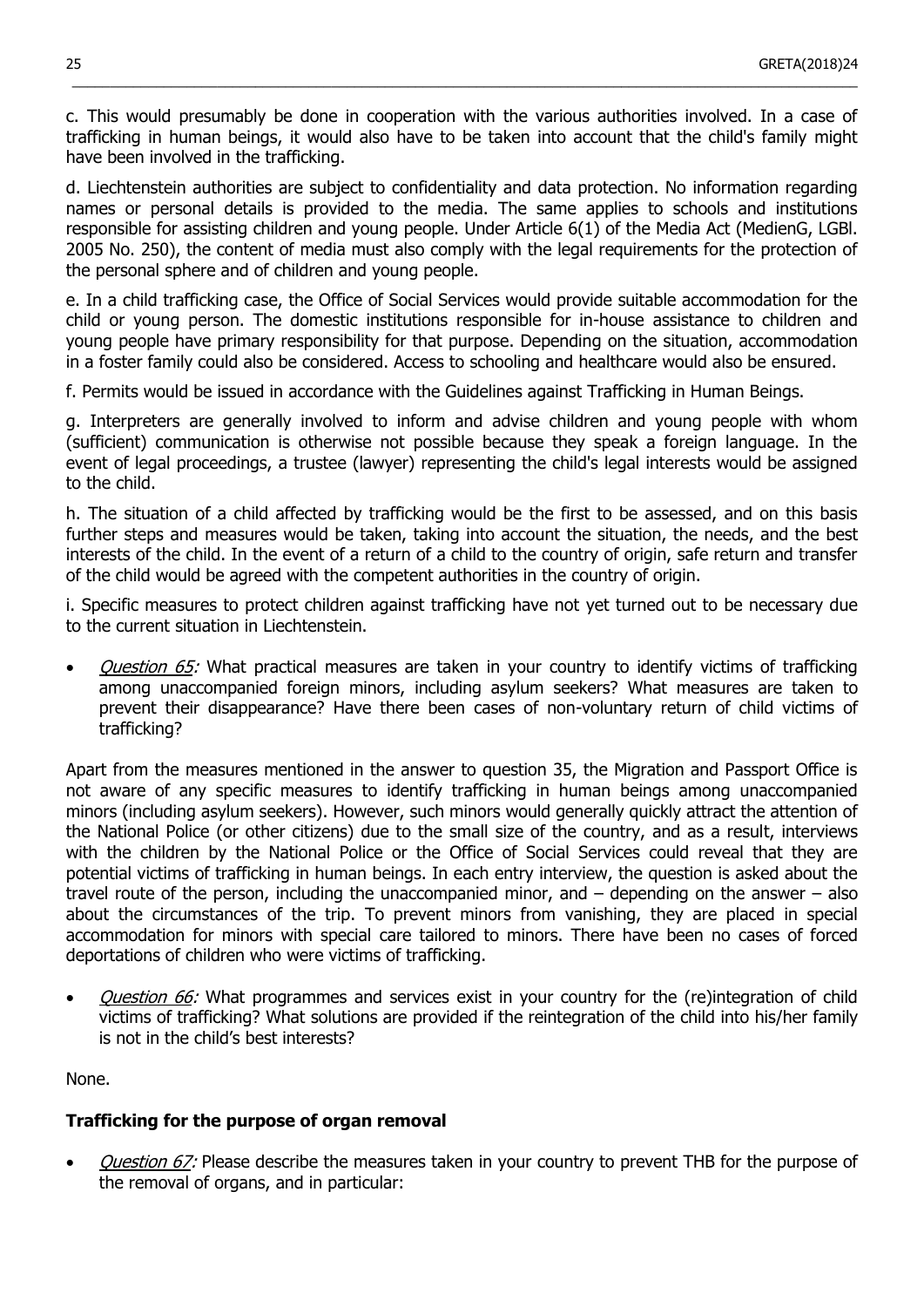c. This would presumably be done in cooperation with the various authorities involved. In a case of trafficking in human beings, it would also have to be taken into account that the child's family might have been involved in the trafficking.

d. Liechtenstein authorities are subject to confidentiality and data protection. No information regarding names or personal details is provided to the media. The same applies to schools and institutions responsible for assisting children and young people. Under Article 6(1) of the Media Act (MedienG, LGBl. 2005 No. 250), the content of media must also comply with the legal requirements for the protection of the personal sphere and of children and young people.

e. In a child trafficking case, the Office of Social Services would provide suitable accommodation for the child or young person. The domestic institutions responsible for in-house assistance to children and young people have primary responsibility for that purpose. Depending on the situation, accommodation in a foster family could also be considered. Access to schooling and healthcare would also be ensured.

f. Permits would be issued in accordance with the Guidelines against Trafficking in Human Beings.

g. Interpreters are generally involved to inform and advise children and young people with whom (sufficient) communication is otherwise not possible because they speak a foreign language. In the event of legal proceedings, a trustee (lawyer) representing the child's legal interests would be assigned to the child.

h. The situation of a child affected by trafficking would be the first to be assessed, and on this basis further steps and measures would be taken, taking into account the situation, the needs, and the best interests of the child. In the event of a return of a child to the country of origin, safe return and transfer of the child would be agreed with the competent authorities in the country of origin.

i. Specific measures to protect children against trafficking have not yet turned out to be necessary due to the current situation in Liechtenstein.

- *Question 65:* What practical measures are taken in your country to identify victims of trafficking among unaccompanied foreign minors, including asylum seekers? What measures are taken to prevent their disappearance? Have there been cases of non-voluntary return of child victims of trafficking?

Apart from the measures mentioned in the answer to question 35, the Migration and Passport Office is not aware of any specific measures to identify trafficking in human beings among unaccompanied minors (including asylum seekers). However, such minors would generally quickly attract the attention of the National Police (or other citizens) due to the small size of the country, and as a result, interviews with the children by the National Police or the Office of Social Services could reveal that they are potential victims of trafficking in human beings. In each entry interview, the question is asked about the travel route of the person, including the unaccompanied minor, and – depending on the answer – also about the circumstances of the trip. To prevent minors from vanishing, they are placed in special accommodation for minors with special care tailored to minors. There have been no cases of forced deportations of children who were victims of trafficking.

- *Question 66:* What programmes and services exist in your country for the (re)integration of child victims of trafficking? What solutions are provided if the reintegration of the child into his/her family is not in the child's best interests?

None.

**Trafficking for the purpose of organ removal**

- *Question 67:* Please describe the measures taken in your country to prevent THB for the purpose of the removal of organs, and in particular: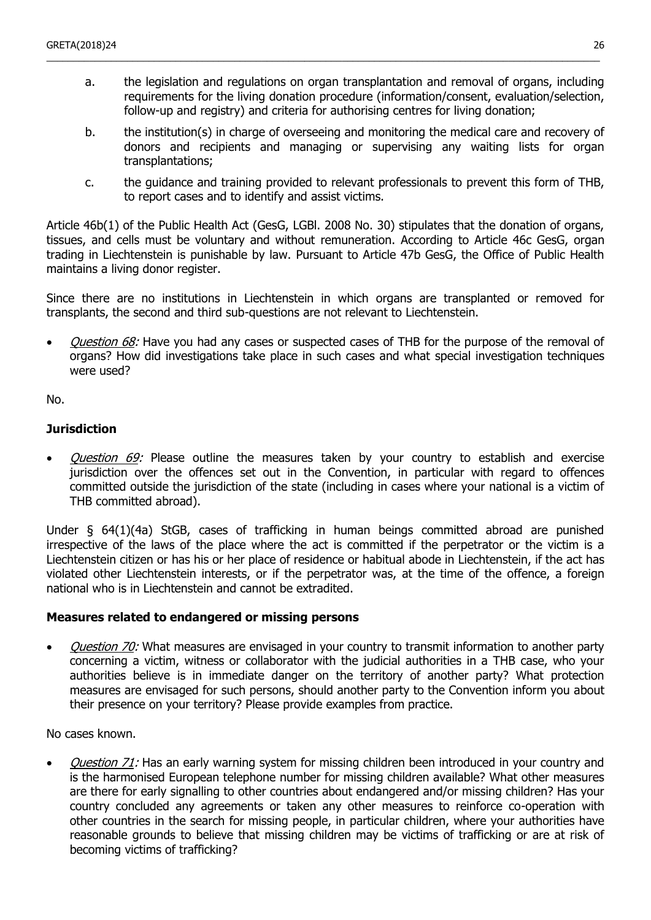a. the legislation and regulations on organ transplantation and removal of organs, including requirements for the living donation procedure (information/consent, evaluation/selection, follow-up and registry) and criteria for authorising centres for living donation;

b. the institution(s) in charge of overseeing and monitoring the medical care and recovery of donors and recipients and managing or supervising any waiting lists for organ transplantations;

c. the guidance and training provided to relevant professionals to prevent this form of THB, to report cases and to identify and assist victims.

Article 46b(1) of the Public Health Act (GesG, LGBl. 2008 No. 30) stipulates that the donation of organs, tissues, and cells must be voluntary and without remuneration. According to Article 46c GesG, organ trading in Liechtenstein is punishable by law. Pursuant to Article 47b GesG, the Office of Public Health maintains a living donor register.

Since there are no institutions in Liechtenstein in which organs are transplanted or removed for transplants, the second and third sub-questions are not relevant to Liechtenstein.

- *Question 68:* Have you had any cases or suspected cases of THB for the purpose of the removal of organs? How did investigations take place in such cases and what special investigation techniques were used?

No.

**Jurisdiction**

- *Question 69:* Please outline the measures taken by your country to establish and exercise jurisdiction over the offences set out in the Convention, in particular with regard to offences committed outside the jurisdiction of the state (including in cases where your national is a victim of THB committed abroad).

Under § 64(1)(4a) StGB, cases of trafficking in human beings committed abroad are punished irrespective of the laws of the place where the act is committed if the perpetrator or the victim is a Liechtenstein citizen or has his or her place of residence or habitual abode in Liechtenstein, if the act has violated other Liechtenstein interests, or if the perpetrator was, at the time of the offence, a foreign national who is in Liechtenstein and cannot be extradited.

**Measures related to endangered or missing persons**

- *Question 70:* What measures are envisaged in your country to transmit information to another party concerning a victim, witness or collaborator with the judicial authorities in a THB case, who your authorities believe is in immediate danger on the territory of another party? What protection measures are envisaged for such persons, should another party to the Convention inform you about their presence on your territory? Please provide examples from practice.

No cases known.

- *Question 71:* Has an early warning system for missing children been introduced in your country and is the harmonised European telephone number for missing children available? What other measures are there for early signalling to other countries about endangered and/or missing children? Has your country concluded any agreements or taken any other measures to reinforce co-operation with other countries in the search for missing people, in particular children, where your authorities have reasonable grounds to believe that missing children may be victims of trafficking or are at risk of becoming victims of trafficking?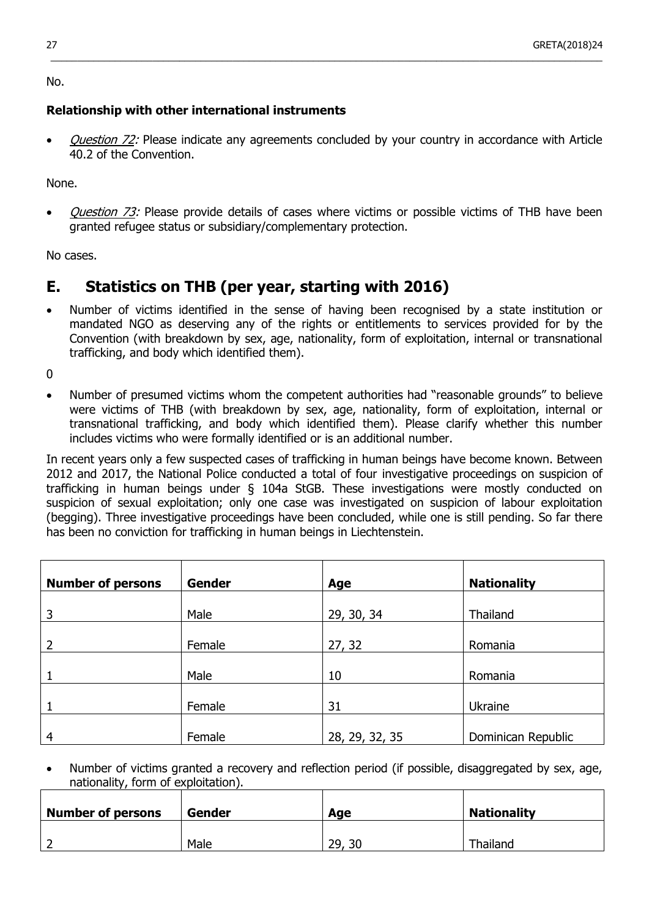No.

### Relationship with other international instruments

- *Question 72:* Please indicate any agreements concluded by your country in accordance with Article 40.2 of the Convention.

None.

- *Question 73:* Please provide details of cases where victims or possible victims of THB have been granted refugee status or subsidiary/complementary protection.

No cases.

## E. Statistics on THB (per year, starting with 2016)

- Number of victims identified in the sense of having been recognised by a state institution or mandated NGO as deserving any of the rights or entitlements to services provided for by the Convention (with breakdown by sex, age, nationality, form of exploitation, internal or transnational trafficking, and body which identified them).

0

- Number of presumed victims whom the competent authorities had "reasonable grounds" to believe were victims of THB (with breakdown by sex, age, nationality, form of exploitation, internal or transnational trafficking, and body which identified them). Please clarify whether this number includes victims who were formally identified or is an additional number.

In recent years only a few suspected cases of trafficking in human beings have become known. Between 2012 and 2017, the National Police conducted a total of four investigative proceedings on suspicion of trafficking in human beings under § 104a StGB. These investigations were mostly conducted on suspicion of sexual exploitation; only one case was investigated on suspicion of labour exploitation (begging). Three investigative proceedings have been concluded, while one is still pending. So far there has been no conviction for trafficking in human beings in Liechtenstein.

| Number of persons | Gender | Age | Nationality |
|---|---|---|---|
| 3 | Male | 29, 30, 34 | Thailand |
| 2 | Female | 27, 32 | Romania |
| 1 | Male | 10 | Romania |
| 1 | Female | 31 | Ukraine |
| 4 | Female | 28, 29, 32, 35 | Dominican Republic |

- Number of victims granted a recovery and reflection period (if possible, disaggregated by sex, age, nationality, form of exploitation).

| Number of persons | Gender | Age | Nationality |
|---|---|---|---|
| 2 | Male | 29, 30 | Thailand |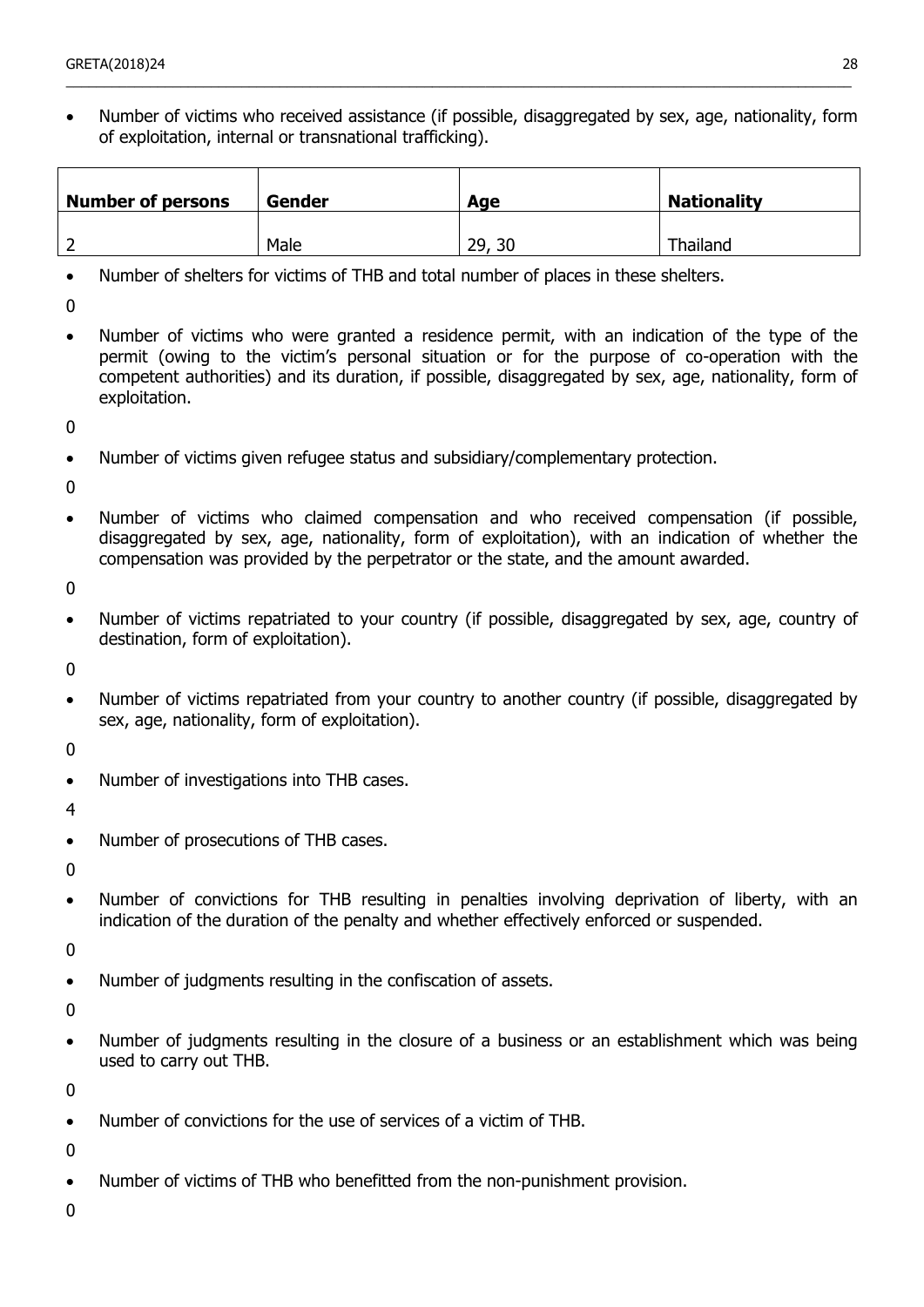- Number of victims who received assistance (if possible, disaggregated by sex, age, nationality, form of exploitation, internal or transnational trafficking).

| **Number of persons** | **Gender** | **Age** | **Nationality** |
|---|---|---|---|
| 2 | Male | 29, 30 | Thailand |

- Number of shelters for victims of THB and total number of places in these shelters.

0

- Number of victims who were granted a residence permit, with an indication of the type of the permit (owing to the victim's personal situation or for the purpose of co-operation with the competent authorities) and its duration, if possible, disaggregated by sex, age, nationality, form of exploitation.

0

- Number of victims given refugee status and subsidiary/complementary protection.

0

- Number of victims who claimed compensation and who received compensation (if possible, disaggregated by sex, age, nationality, form of exploitation), with an indication of whether the compensation was provided by the perpetrator or the state, and the amount awarded.

0

- Number of victims repatriated to your country (if possible, disaggregated by sex, age, country of destination, form of exploitation).

0

- Number of victims repatriated from your country to another country (if possible, disaggregated by sex, age, nationality, form of exploitation).

0

- Number of investigations into THB cases.

4

- Number of prosecutions of THB cases.

0

- Number of convictions for THB resulting in penalties involving deprivation of liberty, with an indication of the duration of the penalty and whether effectively enforced or suspended.

0

- Number of judgments resulting in the confiscation of assets.

0

- Number of judgments resulting in the closure of a business or an establishment which was being used to carry out THB.

0

- Number of convictions for the use of services of a victim of THB.

0

- Number of victims of THB who benefitted from the non-punishment provision.

0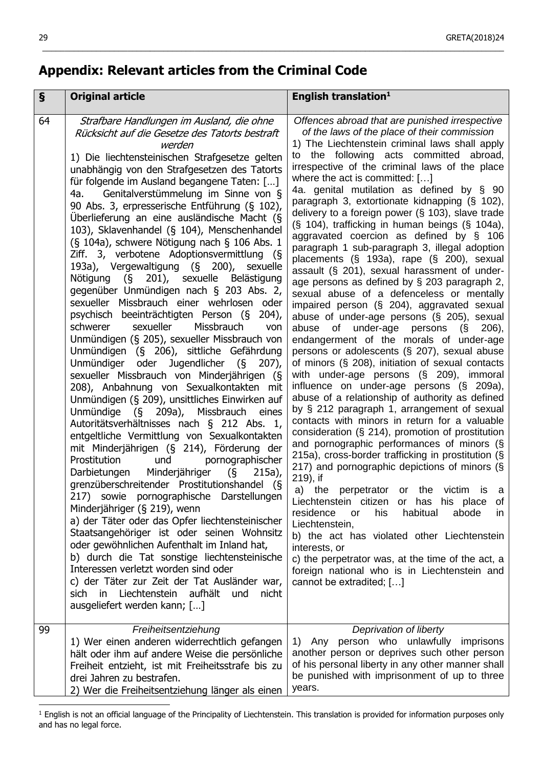## Appendix: Relevant articles from the Criminal Code

| § | Original article | English translation[1] |
|---|---|---|
| 64 | *Strafbare Handlungen im Ausland, die ohne Rücksicht auf die Gesetze des Tatorts bestraft werden*<br>1) Die liechtensteinischen Strafgesetze gelten unabhängig von den Strafgesetzen des Tatorts für folgende im Ausland begangene Taten: […]<br>4a. Genitalverstümmelung im Sinne von § 90 Abs. 3, erpresserische Entführung (§ 102), Überlieferung an eine ausländische Macht (§ 103), Sklavenhandel (§ 104), Menschenhandel (§ 104a), schwere Nötigung nach § 106 Abs. 1 Ziff. 3, verbotene Adoptionsvermittlung (§ 193a), Vergewaltigung (§ 200), sexuelle Nötigung (§ 201), sexuelle Belästigung gegenüber Unmündigen nach § 203 Abs. 2, sexueller Missbrauch einer wehrlosen oder psychisch beeinträchtigten Person (§ 204), schwerer sexueller Missbrauch von Unmündigen (§ 205), sexueller Missbrauch von Unmündigen (§ 206), sittliche Gefährdung Unmündiger oder Jugendlicher (§ 207), sexueller Missbrauch von Minderjährigen (§ 208), Anbahnung von Sexualkontakten mit Unmündigen (§ 209), unsittliches Einwirken auf Unmündige (§ 209a), Missbrauch eines Autoritätsverhältnisses nach § 212 Abs. 1, entgeltliche Vermittlung von Sexualkontakten mit Minderjährigen (§ 214), Förderung der Prostitution und pornographischer Darbietungen Minderjähriger (§ 215a), grenzüberschreitender Prostitutionshandel (§ 217) sowie pornographische Darstellungen Minderjähriger (§ 219), wenn<br>a) der Täter oder das Opfer liechtensteinischer Staatsangehöriger ist oder seinen Wohnsitz oder gewöhnlichen Aufenthalt im Inland hat,<br>b) durch die Tat sonstige liechtensteinische Interessen verletzt worden sind oder<br>c) der Täter zur Zeit der Tat Ausländer war, sich in Liechtenstein aufhält und nicht ausgeliefert werden kann; […] | *Offences abroad that are punished irrespective of the laws of the place of their commission*<br>1) The Liechtenstein criminal laws shall apply to the following acts committed abroad, irrespective of the criminal laws of the place where the act is committed: […]<br>4a. genital mutilation as defined by § 90 paragraph 3, extortionate kidnapping (§ 102), delivery to a foreign power (§ 103), slave trade (§ 104), trafficking in human beings (§ 104a), aggravated coercion as defined by § 106 paragraph 1 sub-paragraph 3, illegal adoption placements (§ 193a), rape (§ 200), sexual assault (§ 201), sexual harassment of under-age persons as defined by § 203 paragraph 2, sexual abuse of a defenceless or mentally impaired person (§ 204), aggravated sexual abuse of under-age persons (§ 205), sexual abuse of under-age persons (§ 206), endangerment of the morals of under-age persons or adolescents (§ 207), sexual abuse of minors (§ 208), initiation of sexual contacts with under-age persons (§ 209), immoral influence on under-age persons (§ 209a), abuse of a relationship of authority as defined by § 212 paragraph 1, arrangement of sexual contacts with minors in return for a valuable consideration (§ 214), promotion of prostitution and pornographic performances of minors (§ 215a), cross-border trafficking in prostitution (§ 217) and pornographic depictions of minors (§ 219), if<br>a) the perpetrator or the victim is a Liechtenstein citizen or has his place of residence or his habitual abode in Liechtenstein,<br>b) the act has violated other Liechtenstein interests, or<br>c) the perpetrator was, at the time of the act, a foreign national who is in Liechtenstein and cannot be extradited; […] |
| 99 | *Freiheitsentziehung*<br>1) Wer einen anderen widerrechtlich gefangen hält oder ihm auf andere Weise die persönliche Freiheit entzieht, ist mit Freiheitsstrafe bis zu drei Jahren zu bestrafen.<br>2) Wer die Freiheitsentziehung länger als einen | *Deprivation of liberty*<br>1) Any person who unlawfully imprisons another person or deprives such other person of his personal liberty in any other manner shall be punished with imprisonment of up to three years. |

[1] English is not an official language of the Principality of Liechtenstein. This translation is provided for information purposes only and has no legal force.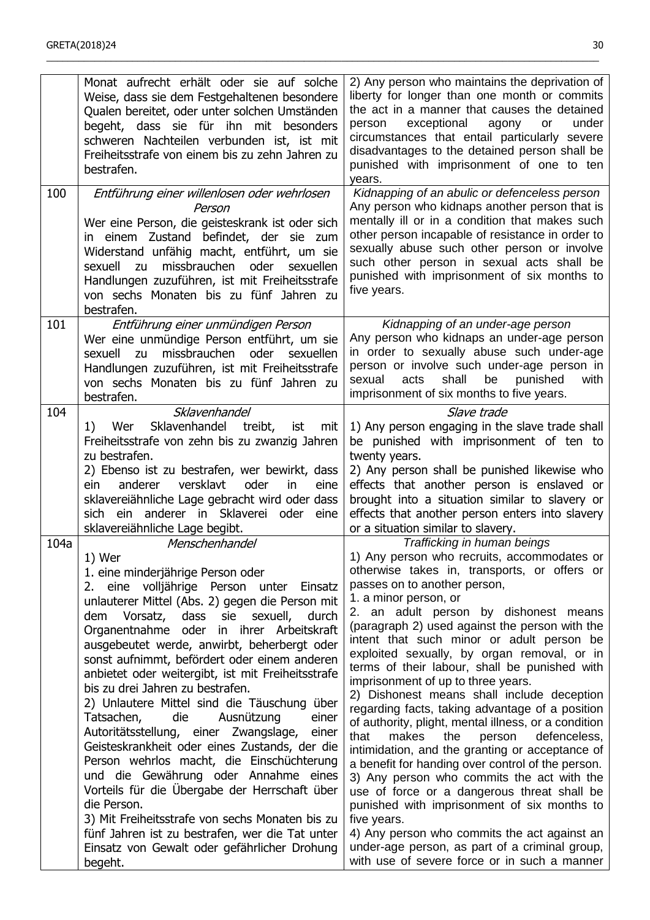| | | |
|---|---|---|
| | Monat aufrecht erhält oder sie auf solche Weise, dass sie dem Festgehaltenen besondere Qualen bereitet, oder unter solchen Umständen begeht, dass sie für ihn mit besonders schweren Nachteilen verbunden ist, ist mit Freiheitsstrafe von einem bis zu zehn Jahren zu bestrafen. | 2) Any person who maintains the deprivation of liberty for longer than one month or commits the act in a manner that causes the detained person exceptional agony or under circumstances that entail particularly severe disadvantages to the detained person shall be punished with imprisonment of one to ten years. |
| 100 | *Entführung einer willenlosen oder wehrlosen Person*<br>Wer eine Person, die geisteskrank ist oder sich in einem Zustand befindet, der sie zum Widerstand unfähig macht, entführt, um sie sexuell zu missbrauchen oder sexuellen Handlungen zuzuführen, ist mit Freiheitsstrafe von sechs Monaten bis zu fünf Jahren zu bestrafen. | *Kidnapping of an abulic or defenceless person*<br>Any person who kidnaps another person that is mentally ill or in a condition that makes such other person incapable of resistance in order to sexually abuse such other person or involve such other person in sexual acts shall be punished with imprisonment of six months to five years. |
| 101 | *Entführung einer unmündigen Person*<br>Wer eine unmündige Person entführt, um sie sexuell zu missbrauchen oder sexuellen Handlungen zuzuführen, ist mit Freiheitsstrafe von sechs Monaten bis zu fünf Jahren zu bestrafen. | *Kidnapping of an under-age person*<br>Any person who kidnaps an under-age person in order to sexually abuse such under-age person or involve such under-age person in sexual acts shall be punished with imprisonment of six months to five years. |
| 104 | *Sklavenhandel*<br>1) Wer Sklavenhandel treibt, ist mit Freiheitsstrafe von zehn bis zu zwanzig Jahren zu bestrafen.<br>2) Ebenso ist zu bestrafen, wer bewirkt, dass ein anderer versklavt oder in eine sklavereiähnliche Lage gebracht wird oder dass sich ein anderer in Sklaverei oder eine sklavereiähnliche Lage begibt. | *Slave trade*<br>1) Any person engaging in the slave trade shall be punished with imprisonment of ten to twenty years.<br>2) Any person shall be punished likewise who effects that another person is enslaved or brought into a situation similar to slavery or effects that another person enters into slavery or a situation similar to slavery. |
| 104a | *Menschenhandel*<br>1) Wer<br>1. eine minderjährige Person oder<br>2. eine volljährige Person unter Einsatz unlauterer Mittel (Abs. 2) gegen die Person mit dem Vorsatz, dass sie sexuell, durch Organentnahme oder in ihrer Arbeitskraft ausgebeutet werde, anwirbt, beherbergt oder sonst aufnimmt, befördert oder einem anderen anbietet oder weitergibt, ist mit Freiheitsstrafe bis zu drei Jahren zu bestrafen.<br>2) Unlautere Mittel sind die Täuschung über Tatsachen, die Ausnützung einer Autoritätsstellung, einer Zwangslage, einer Geisteskrankheit oder eines Zustands, der die Person wehrlos macht, die Einschüchterung und die Gewährung oder Annahme eines Vorteils für die Übergabe der Herrschaft über die Person.<br>3) Mit Freiheitsstrafe von sechs Monaten bis zu fünf Jahren ist zu bestrafen, wer die Tat unter Einsatz von Gewalt oder gefährlicher Drohung begeht. | *Trafficking in human beings*<br>1) Any person who recruits, accommodates or otherwise takes in, transports, or offers or passes on to another person,<br>1. a minor person, or<br>2. an adult person by dishonest means (paragraph 2) used against the person with the intent that such minor or adult person be exploited sexually, by organ removal, or in terms of their labour, shall be punished with imprisonment of up to three years.<br>2) Dishonest means shall include deception regarding facts, taking advantage of a position of authority, plight, mental illness, or a condition that makes the person defenceless, intimidation, and the granting or acceptance of a benefit for handing over control of the person.<br>3) Any person who commits the act with the use of force or a dangerous threat shall be punished with imprisonment of six months to five years.<br>4) Any person who commits the act against an under-age person, as part of a criminal group, with use of severe force or in such a manner |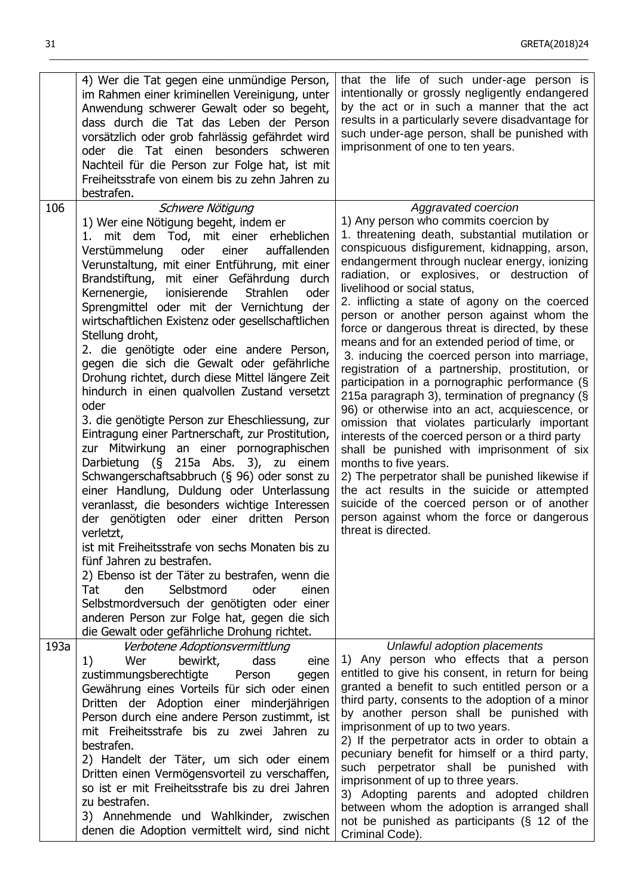| | | |
|---|---|---|
| | 4) Wer die Tat gegen eine unmündige Person, im Rahmen einer kriminellen Vereinigung, unter Anwendung schwerer Gewalt oder so begeht, dass durch die Tat das Leben der Person vorsätzlich oder grob fahrlässig gefährdet wird oder die Tat einen besonders schweren Nachteil für die Person zur Folge hat, ist mit Freiheitsstrafe von einem bis zu zehn Jahren zu bestrafen. | that the life of such under-age person is intentionally or grossly negligently endangered by the act or in such a manner that the act results in a particularly severe disadvantage for such under-age person, shall be punished with imprisonment of one to ten years. |
| 106 | *Schwere Nötigung*<br>1) Wer eine Nötigung begeht, indem er<br>1. mit dem Tod, mit einer erheblichen Verstümmelung oder einer auffallenden Verunstaltung, mit einer Entführung, mit einer Brandstiftung, mit einer Gefährdung durch Kernenergie, ionisierende Strahlen oder Sprengmittel oder mit der Vernichtung der wirtschaftlichen Existenz oder gesellschaftlichen Stellung droht,<br>2. die genötigte oder eine andere Person, gegen die sich die Gewalt oder gefährliche Drohung richtet, durch diese Mittel längere Zeit hindurch in einen qualvollen Zustand versetzt oder<br>3. die genötigte Person zur Eheschliessung, zur Eintragung einer Partnerschaft, zur Prostitution, zur Mitwirkung an einer pornographischen Darbietung (§ 215a Abs. 3), zu einem Schwangerschaftsabbruch (§ 96) oder sonst zu einer Handlung, Duldung oder Unterlassung veranlasst, die besonders wichtige Interessen der genötigten oder einer dritten Person verletzt,<br>ist mit Freiheitsstrafe von sechs Monaten bis zu fünf Jahren zu bestrafen.<br>2) Ebenso ist der Täter zu bestrafen, wenn die Tat den Selbstmord oder einen Selbstmordversuch der genötigten oder einer anderen Person zur Folge hat, gegen die sich die Gewalt oder gefährliche Drohung richtet. | *Aggravated coercion*<br>1) Any person who commits coercion by<br>1. threatening death, substantial mutilation or conspicuous disfigurement, kidnapping, arson, endangerment through nuclear energy, ionizing radiation, or explosives, or destruction of livelihood or social status,<br>2. inflicting a state of agony on the coerced person or another person against whom the force or dangerous threat is directed, by these means and for an extended period of time, or<br>3. inducing the coerced person into marriage, registration of a partnership, prostitution, or participation in a pornographic performance (§ 215a paragraph 3), termination of pregnancy (§ 96) or otherwise into an act, acquiescence, or omission that violates particularly important interests of the coerced person or a third party<br>shall be punished with imprisonment of six months to five years.<br>2) The perpetrator shall be punished likewise if the act results in the suicide or attempted suicide of the coerced person or of another person against whom the force or dangerous threat is directed. |
| 193a | *Verbotene Adoptionsvermittlung*<br>1) Wer bewirkt, dass eine zustimmungsberechtigte Person gegen Gewährung eines Vorteils für sich oder einen Dritten der Adoption einer minderjährigen Person durch eine andere Person zustimmt, ist mit Freiheitsstrafe bis zu zwei Jahren zu bestrafen.<br>2) Handelt der Täter, um sich oder einem Dritten einen Vermögensvorteil zu verschaffen, so ist er mit Freiheitsstrafe bis zu drei Jahren zu bestrafen.<br>3) Annehmende und Wahlkinder, zwischen denen die Adoption vermittelt wird, sind nicht | *Unlawful adoption placements*<br>1) Any person who effects that a person entitled to give his consent, in return for being granted a benefit to such entitled person or a third party, consents to the adoption of a minor by another person shall be punished with imprisonment of up to two years.<br>2) If the perpetrator acts in order to obtain a pecuniary benefit for himself or a third party, such perpetrator shall be punished with imprisonment of up to three years.<br>3) Adopting parents and adopted children between whom the adoption is arranged shall not be punished as participants (§ 12 of the Criminal Code). |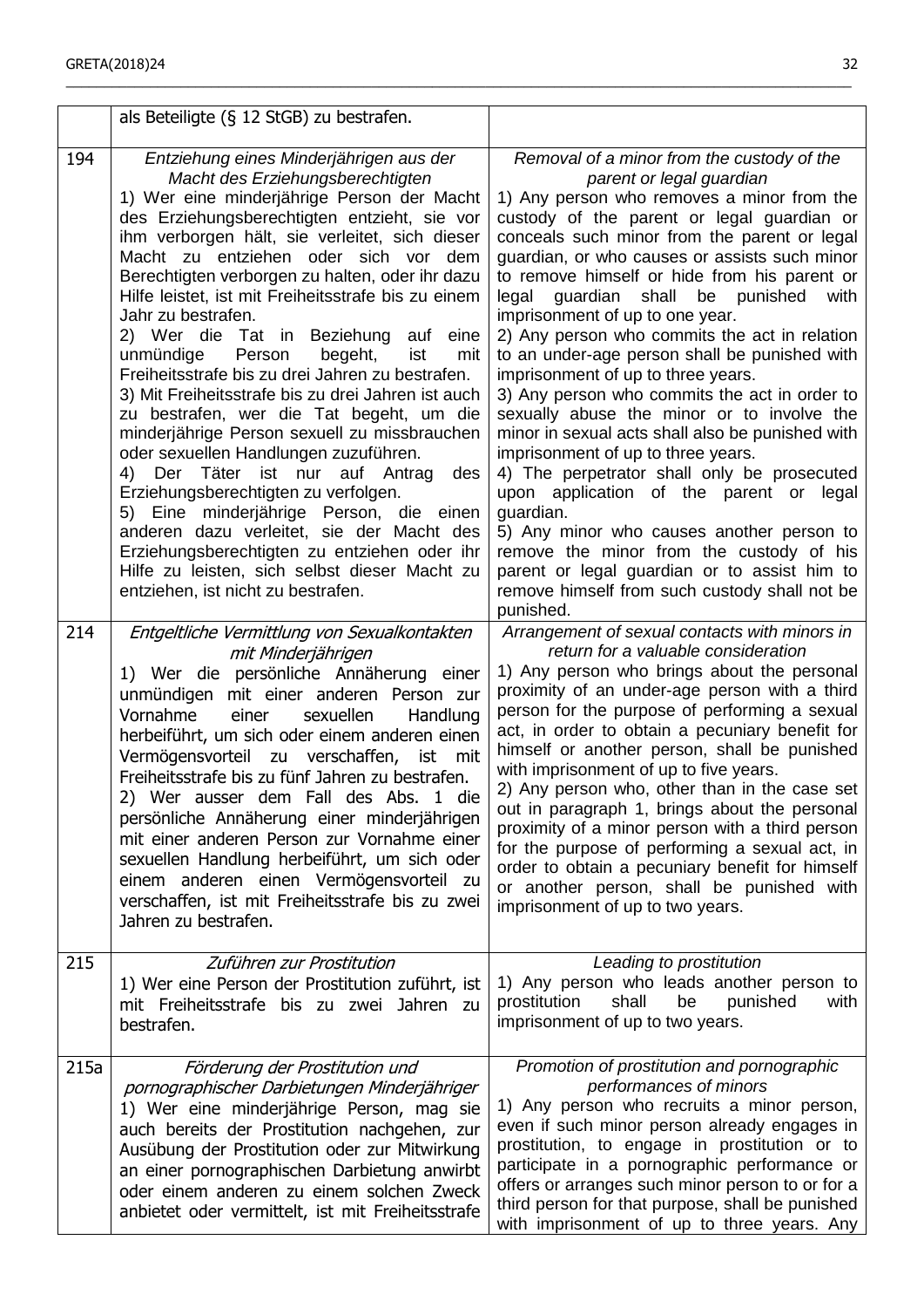|  |  |  |
|---|---|---|
|  | als Beteiligte (§ 12 StGB) zu bestrafen. |  |
| 194 | *Entziehung eines Minderjährigen aus der Macht des Erziehungsberechtigten*<br>1) Wer eine minderjährige Person der Macht des Erziehungsberechtigten entzieht, sie vor ihm verborgen hält, sie verleitet, sich dieser Macht zu entziehen oder sich vor dem Berechtigten verborgen zu halten, oder ihr dazu Hilfe leistet, ist mit Freiheitsstrafe bis zu einem Jahr zu bestrafen.<br>2) Wer die Tat in Beziehung auf eine unmündige Person begeht, ist mit Freiheitsstrafe bis zu drei Jahren zu bestrafen.<br>3) Mit Freiheitsstrafe bis zu drei Jahren ist auch zu bestrafen, wer die Tat begeht, um die minderjährige Person sexuell zu missbrauchen oder sexuellen Handlungen zuzuführen.<br>4) Der Täter ist nur auf Antrag des Erziehungsberechtigten zu verfolgen.<br>5) Eine minderjährige Person, die einen anderen dazu verleitet, sie der Macht des Erziehungsberechtigten zu entziehen oder ihr Hilfe zu leisten, sich selbst dieser Macht zu entziehen, ist nicht zu bestrafen. | *Removal of a minor from the custody of the parent or legal guardian*<br>1) Any person who removes a minor from the custody of the parent or legal guardian or conceals such minor from the parent or legal guardian, or who causes or assists such minor to remove himself or hide from his parent or legal guardian shall be punished with imprisonment of up to one year.<br>2) Any person who commits the act in relation to an under-age person shall be punished with imprisonment of up to three years.<br>3) Any person who commits the act in order to sexually abuse the minor or to involve the minor in sexual acts shall also be punished with imprisonment of up to three years.<br>4) The perpetrator shall only be prosecuted upon application of the parent or legal guardian.<br>5) Any minor who causes another person to remove the minor from the custody of his parent or legal guardian or to assist him to remove himself from such custody shall not be punished. |
| 214 | *Entgeltliche Vermittlung von Sexualkontakten mit Minderjährigen*<br>1) Wer die persönliche Annäherung einer unmündigen mit einer anderen Person zur Vornahme einer sexuellen Handlung herbeiführt, um sich oder einem anderen einen Vermögensvorteil zu verschaffen, ist mit Freiheitsstrafe bis zu fünf Jahren zu bestrafen.<br>2) Wer ausser dem Fall des Abs. 1 die persönliche Annäherung einer minderjährigen mit einer anderen Person zur Vornahme einer sexuellen Handlung herbeiführt, um sich oder einem anderen einen Vermögensvorteil zu verschaffen, ist mit Freiheitsstrafe bis zu zwei Jahren zu bestrafen. | *Arrangement of sexual contacts with minors in return for a valuable consideration*<br>1) Any person who brings about the personal proximity of an under-age person with a third person for the purpose of performing a sexual act, in order to obtain a pecuniary benefit for himself or another person, shall be punished with imprisonment of up to five years.<br>2) Any person who, other than in the case set out in paragraph 1, brings about the personal proximity of a minor person with a third person for the purpose of performing a sexual act, in order to obtain a pecuniary benefit for himself or another person, shall be punished with imprisonment of up to two years. |
| 215 | *Zuführen zur Prostitution*<br>1) Wer eine Person der Prostitution zuführt, ist mit Freiheitsstrafe bis zu zwei Jahren zu bestrafen. | *Leading to prostitution*<br>1) Any person who leads another person to prostitution shall be punished with imprisonment of up to two years. |
| 215a | *Förderung der Prostitution und pornographischer Darbietungen Minderjähriger*<br>1) Wer eine minderjährige Person, mag sie auch bereits der Prostitution nachgehen, zur Ausübung der Prostitution oder zur Mitwirkung an einer pornographischen Darbietung anwirbt oder einem anderen zu einem solchen Zweck anbietet oder vermittelt, ist mit Freiheitsstrafe | *Promotion of prostitution and pornographic performances of minors*<br>1) Any person who recruits a minor person, even if such minor person already engages in prostitution, to engage in prostitution or to participate in a pornographic performance or offers or arranges such minor person to or for a third person for that purpose, shall be punished with imprisonment of up to three years. Any |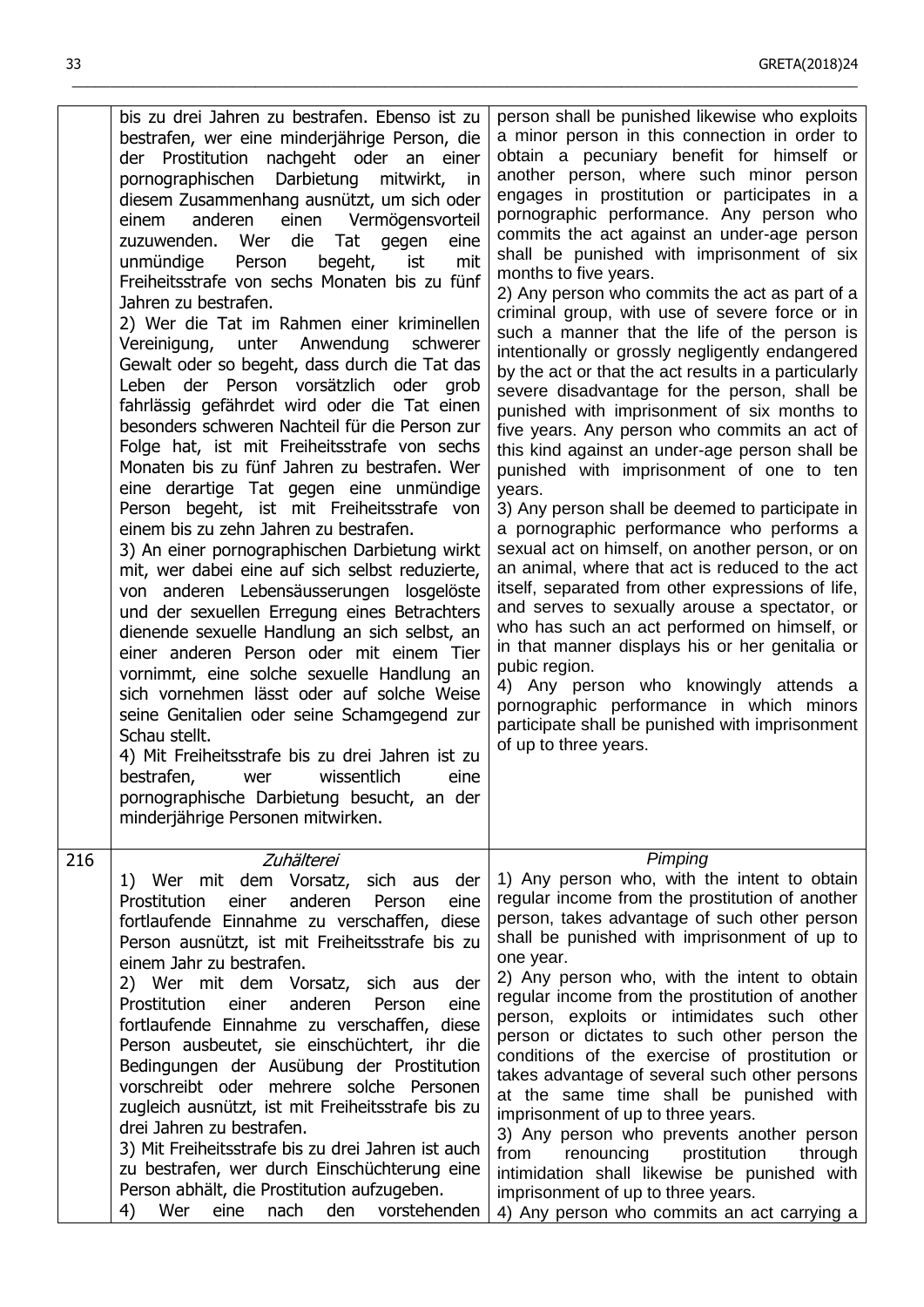| | | |
|---|---|---|
| | bis zu drei Jahren zu bestrafen. Ebenso ist zu bestrafen, wer eine minderjährige Person, die der Prostitution nachgeht oder an einer pornographischen Darbietung mitwirkt, in diesem Zusammenhang ausnützt, um sich oder einem anderen einen Vermögensvorteil zuzuwenden. Wer die Tat gegen eine unmündige Person begeht, ist mit Freiheitsstrafe von sechs Monaten bis zu fünf Jahren zu bestrafen.<br>2) Wer die Tat im Rahmen einer kriminellen Vereinigung, unter Anwendung schwerer Gewalt oder so begeht, dass durch die Tat das Leben der Person vorsätzlich oder grob fahrlässig gefährdet wird oder die Tat einen besonders schweren Nachteil für die Person zur Folge hat, ist mit Freiheitsstrafe von sechs Monaten bis zu fünf Jahren zu bestrafen. Wer eine derartige Tat gegen eine unmündige Person begeht, ist mit Freiheitsstrafe von einem bis zu zehn Jahren zu bestrafen.<br>3) An einer pornographischen Darbietung wirkt mit, wer dabei eine auf sich selbst reduzierte, von anderen Lebensäusserungen losgelöste und der sexuellen Erregung eines Betrachters dienende sexuelle Handlung an sich selbst, an einer anderen Person oder mit einem Tier vornimmt, eine solche sexuelle Handlung an sich vornehmen lässt oder auf solche Weise seine Genitalien oder seine Schamgegend zur Schau stellt.<br>4) Mit Freiheitsstrafe bis zu drei Jahren ist zu bestrafen, wer wissentlich eine pornographische Darbietung besucht, an der minderjährige Personen mitwirken. | person shall be punished likewise who exploits a minor person in this connection in order to obtain a pecuniary benefit for himself or another person, where such minor person engages in prostitution or participates in a pornographic performance. Any person who commits the act against an under-age person shall be punished with imprisonment of six months to five years.<br>2) Any person who commits the act as part of a criminal group, with use of severe force or in such a manner that the life of the person is intentionally or grossly negligently endangered by the act or that the act results in a particularly severe disadvantage for the person, shall be punished with imprisonment of six months to five years. Any person who commits an act of this kind against an under-age person shall be punished with imprisonment of one to ten years.<br>3) Any person shall be deemed to participate in a pornographic performance who performs a sexual act on himself, on another person, or on an animal, where that act is reduced to the act itself, separated from other expressions of life, and serves to sexually arouse a spectator, or who has such an act performed on himself, or in that manner displays his or her genitalia or pubic region.<br>4) Any person who knowingly attends a pornographic performance in which minors participate shall be punished with imprisonment of up to three years. |
| 216 | *Zuhälterei*<br>1) Wer mit dem Vorsatz, sich aus der Prostitution einer anderen Person eine fortlaufende Einnahme zu verschaffen, diese Person ausnützt, ist mit Freiheitsstrafe bis zu einem Jahr zu bestrafen.<br>2) Wer mit dem Vorsatz, sich aus der Prostitution einer anderen Person eine fortlaufende Einnahme zu verschaffen, diese Person ausbeutet, sie einschüchtert, ihr die Bedingungen der Ausübung der Prostitution vorschreibt oder mehrere solche Personen zugleich ausnützt, ist mit Freiheitsstrafe bis zu drei Jahren zu bestrafen.<br>3) Mit Freiheitsstrafe bis zu drei Jahren ist auch zu bestrafen, wer durch Einschüchterung eine Person abhält, die Prostitution aufzugeben.<br>4) Wer eine nach den vorstehenden | *Pimping*<br>1) Any person who, with the intent to obtain regular income from the prostitution of another person, takes advantage of such other person shall be punished with imprisonment of up to one year.<br>2) Any person who, with the intent to obtain regular income from the prostitution of another person, exploits or intimidates such other person or dictates to such other person the conditions of the exercise of prostitution or takes advantage of several such other persons at the same time shall be punished with imprisonment of up to three years.<br>3) Any person who prevents another person from renouncing prostitution through intimidation shall likewise be punished with imprisonment of up to three years.<br>4) Any person who commits an act carrying a |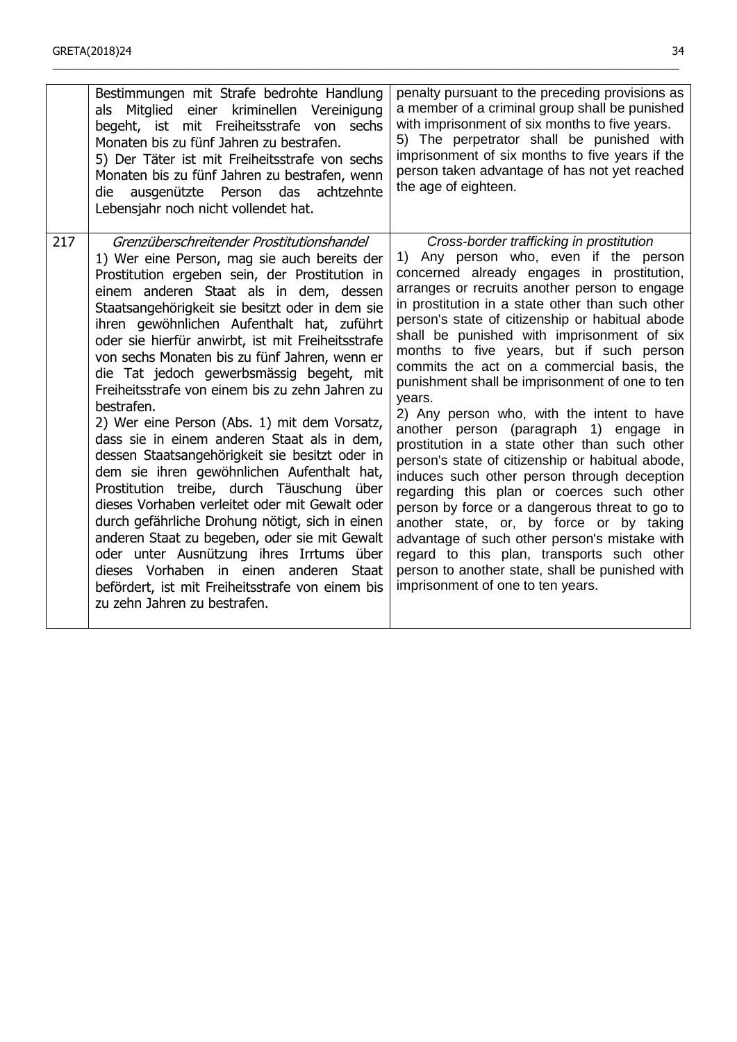| | | |
|---|---|---|
| | Bestimmungen mit Strafe bedrohte Handlung als Mitglied einer kriminellen Vereinigung begeht, ist mit Freiheitsstrafe von sechs Monaten bis zu fünf Jahren zu bestrafen.<br>5) Der Täter ist mit Freiheitsstrafe von sechs Monaten bis zu fünf Jahren zu bestrafen, wenn die ausgenützte Person das achtzehnte Lebensjahr noch nicht vollendet hat. | penalty pursuant to the preceding provisions as a member of a criminal group shall be punished with imprisonment of six months to five years.<br>5) The perpetrator shall be punished with imprisonment of six months to five years if the person taken advantage of has not yet reached the age of eighteen. |
| 217 | *Grenzüberschreitender Prostitutionshandel*<br>1) Wer eine Person, mag sie auch bereits der Prostitution ergeben sein, der Prostitution in einem anderen Staat als in dem, dessen Staatsangehörigkeit sie besitzt oder in dem sie ihren gewöhnlichen Aufenthalt hat, zuführt oder sie hierfür anwirbt, ist mit Freiheitsstrafe von sechs Monaten bis zu fünf Jahren, wenn er die Tat jedoch gewerbsmässig begeht, mit Freiheitsstrafe von einem bis zu zehn Jahren zu bestrafen.<br>2) Wer eine Person (Abs. 1) mit dem Vorsatz, dass sie in einem anderen Staat als in dem, dessen Staatsangehörigkeit sie besitzt oder in dem sie ihren gewöhnlichen Aufenthalt hat, Prostitution treibe, durch Täuschung über dieses Vorhaben verleitet oder mit Gewalt oder durch gefährliche Drohung nötigt, sich in einen anderen Staat zu begeben, oder sie mit Gewalt oder unter Ausnützung ihres Irrtums über dieses Vorhaben in einen anderen Staat befördert, ist mit Freiheitsstrafe von einem bis zu zehn Jahren zu bestrafen. | *Cross-border trafficking in prostitution*<br>1) Any person who, even if the person concerned already engages in prostitution, arranges or recruits another person to engage in prostitution in a state other than such other person's state of citizenship or habitual abode shall be punished with imprisonment of six months to five years, but if such person commits the act on a commercial basis, the punishment shall be imprisonment of one to ten years.<br>2) Any person who, with the intent to have another person (paragraph 1) engage in prostitution in a state other than such other person's state of citizenship or habitual abode, induces such other person through deception regarding this plan or coerces such other person by force or a dangerous threat to go to another state, or, by force or by taking advantage of such other person's mistake with regard to this plan, transports such other person to another state, shall be punished with imprisonment of one to ten years. |